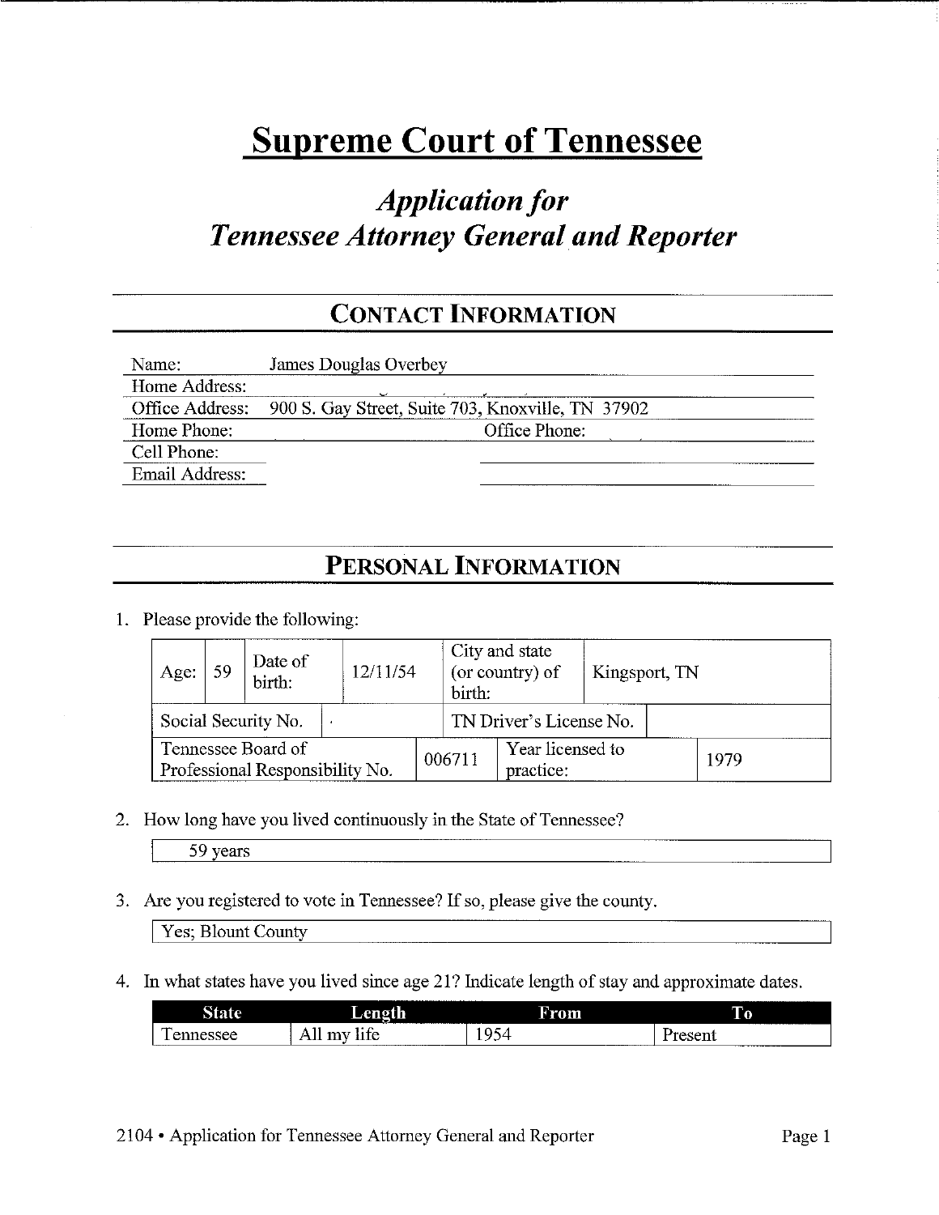# Supreme Court of Tennessee

## *Application for Tennessee Attorney General and Reporter*

## CONTACT INFORMATION

| | | | |
|---|---|---|---|
| Name: | James Douglas Overbey | | |
| Home Address: | | | |
| Office Address: | 900 S. Gay Street, Suite 703, Knoxville, TN 37902 | | |
| Home Phone: | | Office Phone: | |
| Cell Phone: | | | |
| Email Address: | | | |

## PERSONAL INFORMATION

1. Please provide the following:

| | | | | | |
|---|---|---|---|---|---|
| Age: 59 | Date of birth: | 12/11/54 | City and state (or country) of birth: | Kingsport, TN | |
| Social Security No. | | | TN Driver's License No. | | |
| Tennessee Board of Professional Responsibility No. | | 006711 | Year licensed to practice: | | 1979 |

2. How long have you lived continuously in the State of Tennessee?

   59 years

3. Are you registered to vote in Tennessee? If so, please give the county.

   Yes; Blount County

4. In what states have you lived since age 21? Indicate length of stay and approximate dates.

| State | Length | From | To |
|---|---|---|---|
| Tennessee | All my life | 1954 | Present |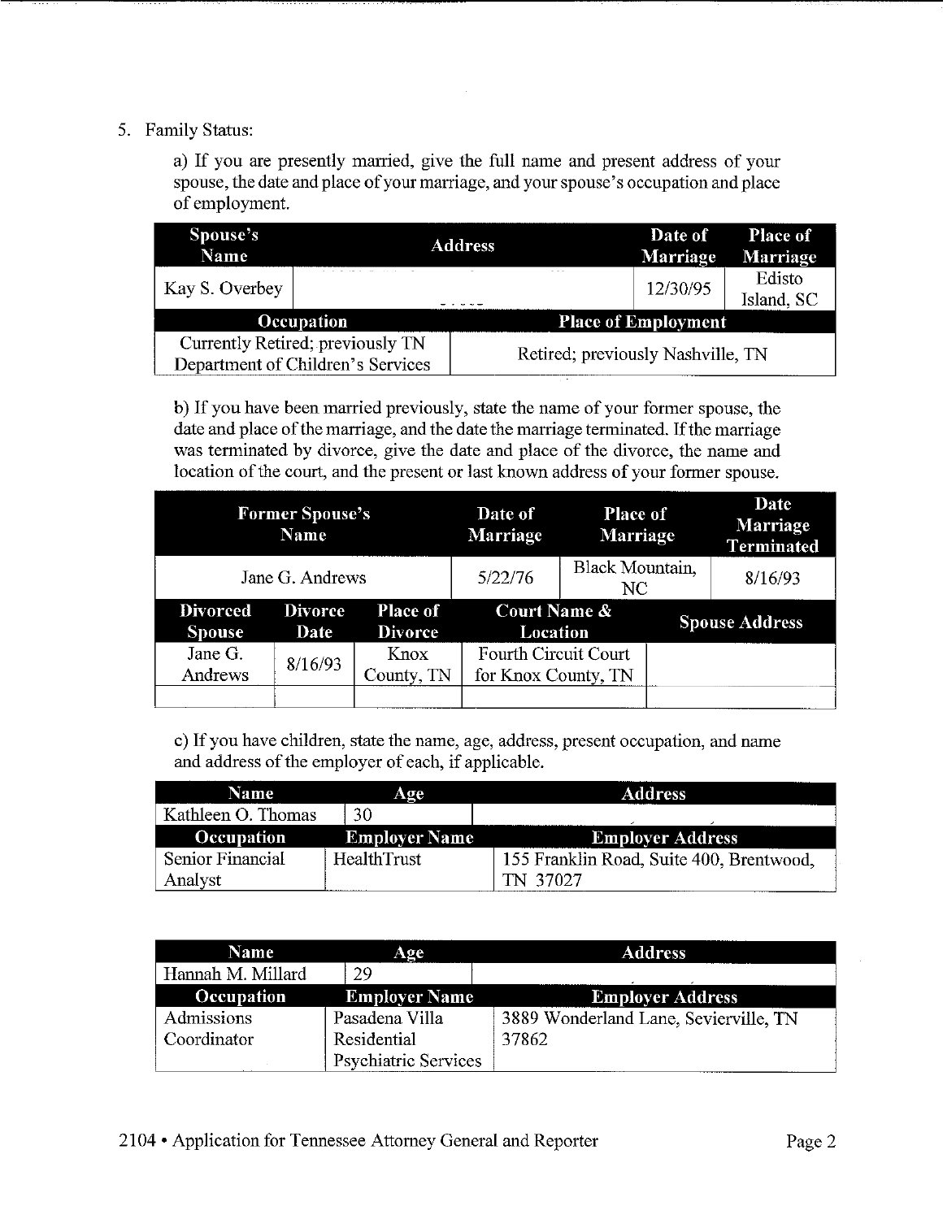5. Family Status:

   a) If you are presently married, give the full name and present address of your spouse, the date and place of your marriage, and your spouse's occupation and place of employment.

| Spouse's Name | Address | Date of Marriage | Place of Marriage |
|---|---|---|---|
| Kay S. Overbey | | 12/30/95 | Edisto Island, SC |
| **Occupation** | **Place of Employment** | | |
| Currently Retired; previously TN Department of Children's Services | Retired; previously Nashville, TN | | |

   b) If you have been married previously, state the name of your former spouse, the date and place of the marriage, and the date the marriage terminated. If the marriage was terminated by divorce, give the date and place of the divorce, the name and location of the court, and the present or last known address of your former spouse.

| Former Spouse's Name | | | Date of Marriage | Place of Marriage | Date Marriage Terminated |
|---|---|---|---|---|---|
| Jane G. Andrews | | | 5/22/76 | Black Mountain, NC | 8/16/93 |
| **Divorced Spouse** | **Divorce Date** | **Place of Divorce** | **Court Name & Location** | **Spouse Address** | |
| Jane G. Andrews | 8/16/93 | Knox County, TN | Fourth Circuit Court for Knox County, TN | | |
| | | | | | |

   c) If you have children, state the name, age, address, present occupation, and name and address of the employer of each, if applicable.

| Name | Age | Address |
|---|---|---|
| Kathleen O. Thomas | 30 | |
| **Occupation** | **Employer Name** | **Employer Address** |
| Senior Financial Analyst | HealthTrust | 155 Franklin Road, Suite 400, Brentwood, TN 37027 |

| Name | Age | Address |
|---|---|---|
| Hannah M. Millard | 29 | |
| **Occupation** | **Employer Name** | **Employer Address** |
| Admissions Coordinator | Pasadena Villa Residential Psychiatric Services | 3889 Wonderland Lane, Sevierville, TN 37862 |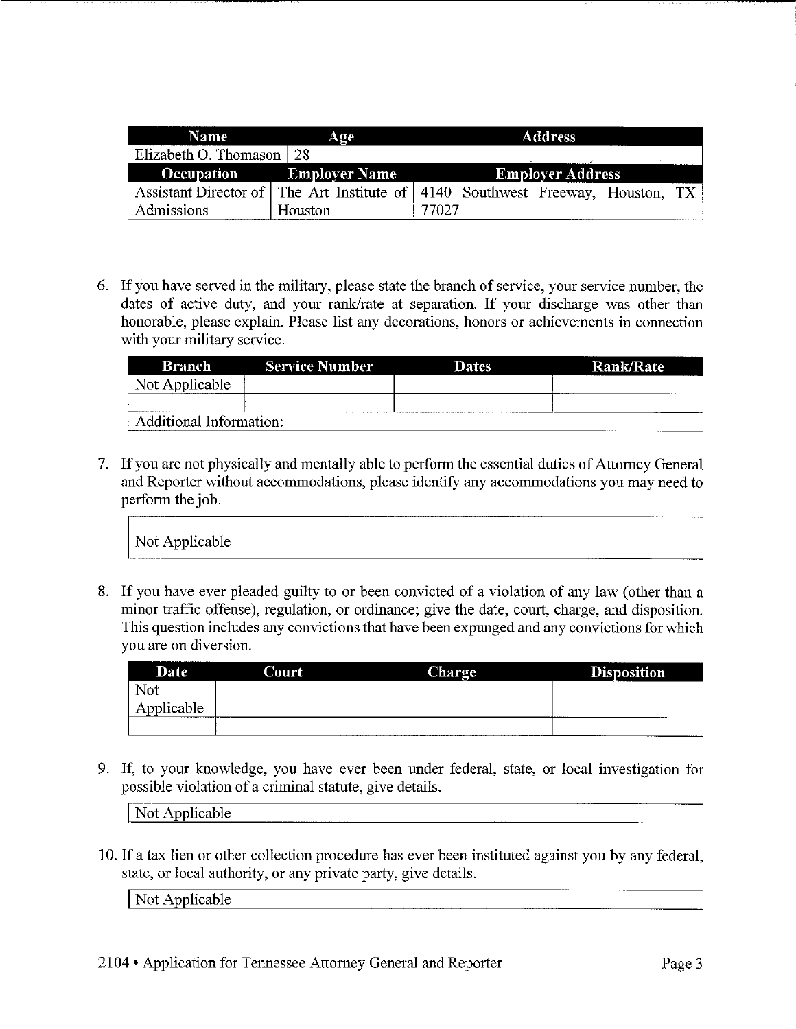| Name | Age | Address |
|---|---|---|
| Elizabeth O. Thomason | 28 | |
| **Occupation** | **Employer Name** | **Employer Address** |
| Assistant Director of Admissions | The Art Institute of Houston | 4140 Southwest Freeway, Houston, TX 77027 |

6. If you have served in the military, please state the branch of service, your service number, the dates of active duty, and your rank/rate at separation. If your discharge was other than honorable, please explain. Please list any decorations, honors or achievements in connection with your military service.

| Branch | Service Number | Dates | Rank/Rate |
|---|---|---|---|
| Not Applicable | | | |
| | | | |
| Additional Information: | | | |

7. If you are not physically and mentally able to perform the essential duties of Attorney General and Reporter without accommodations, please identify any accommodations you may need to perform the job.

Not Applicable

8. If you have ever pleaded guilty to or been convicted of a violation of any law (other than a minor traffic offense), regulation, or ordinance; give the date, court, charge, and disposition. This question includes any convictions that have been expunged and any convictions for which you are on diversion.

| Date | Court | Charge | Disposition |
|---|---|---|---|
| Not Applicable | | | |
| | | | |

9. If, to your knowledge, you have ever been under federal, state, or local investigation for possible violation of a criminal statute, give details.

Not Applicable

10. If a tax lien or other collection procedure has ever been instituted against you by any federal, state, or local authority, or any private party, give details.

Not Applicable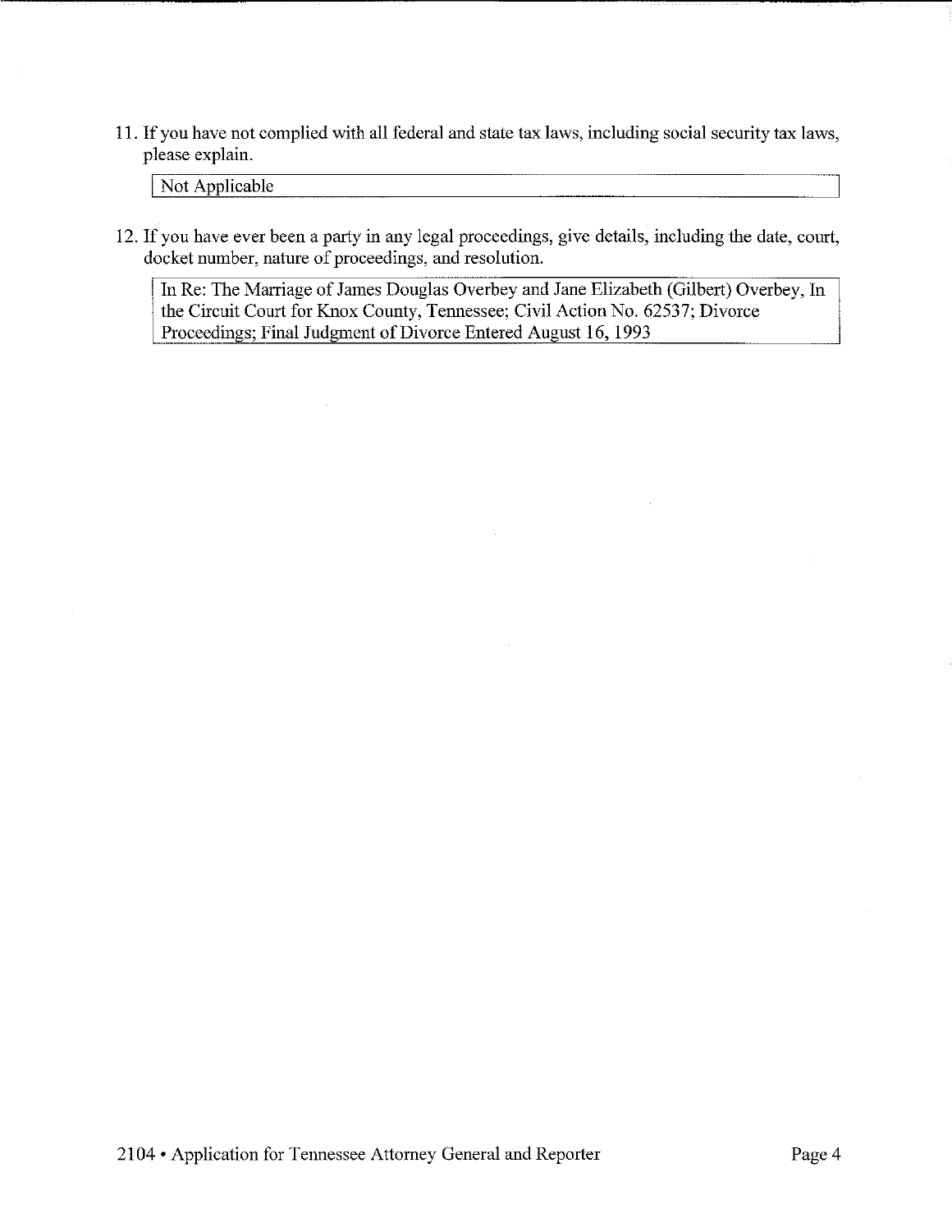11. If you have not complied with all federal and state tax laws, including social security tax laws, please explain.

| Not Applicable |
|---|

12. If you have ever been a party in any legal proceedings, give details, including the date, court, docket number, nature of proceedings, and resolution.

| In Re: The Marriage of James Douglas Overbey and Jane Elizabeth (Gilbert) Overbey, In the Circuit Court for Knox County, Tennessee; Civil Action No. 62537; Divorce Proceedings; Final Judgment of Divorce Entered August 16, 1993 |
|---|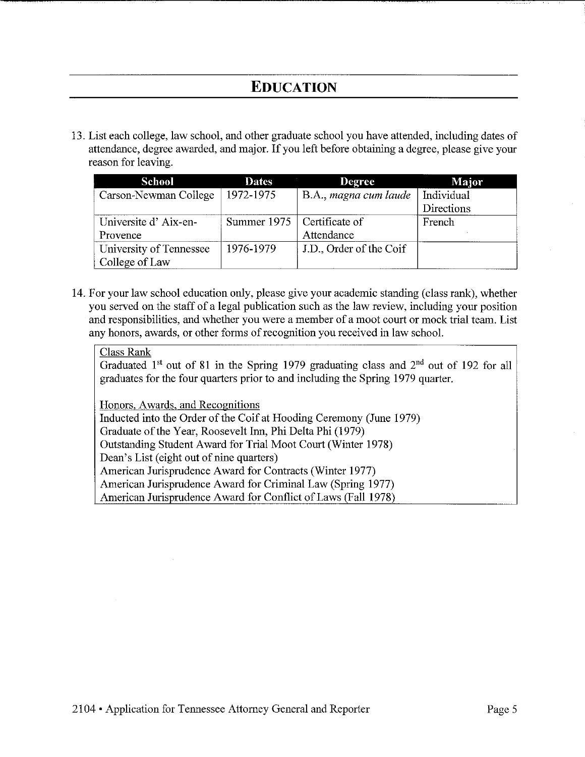## EDUCATION

13. List each college, law school, and other graduate school you have attended, including dates of attendance, degree awarded, and major. If you left before obtaining a degree, please give your reason for leaving.

| School | Dates | Degree | Major |
|---|---|---|---|
| Carson-Newman College | 1972-1975 | B.A., *magna cum laude* | Individual Directions |
| Universite d' Aix-en-Provence | Summer 1975 | Certificate of Attendance | French |
| University of Tennessee College of Law | 1976-1979 | J.D., Order of the Coif | |

14. For your law school education only, please give your academic standing (class rank), whether you served on the staff of a legal publication such as the law review, including your position and responsibilities, and whether you were a member of a moot court or mock trial team. List any honors, awards, or other forms of recognition you received in law school.

Class Rank

Graduated 1st out of 81 in the Spring 1979 graduating class and 2nd out of 192 for all graduates for the four quarters prior to and including the Spring 1979 quarter.

Honors, Awards, and Recognitions

Inducted into the Order of the Coif at Hooding Ceremony (June 1979)
Graduate of the Year, Roosevelt Inn, Phi Delta Phi (1979)
Outstanding Student Award for Trial Moot Court (Winter 1978)
Dean's List (eight out of nine quarters)
American Jurisprudence Award for Contracts (Winter 1977)
American Jurisprudence Award for Criminal Law (Spring 1977)
American Jurisprudence Award for Conflict of Laws (Fall 1978)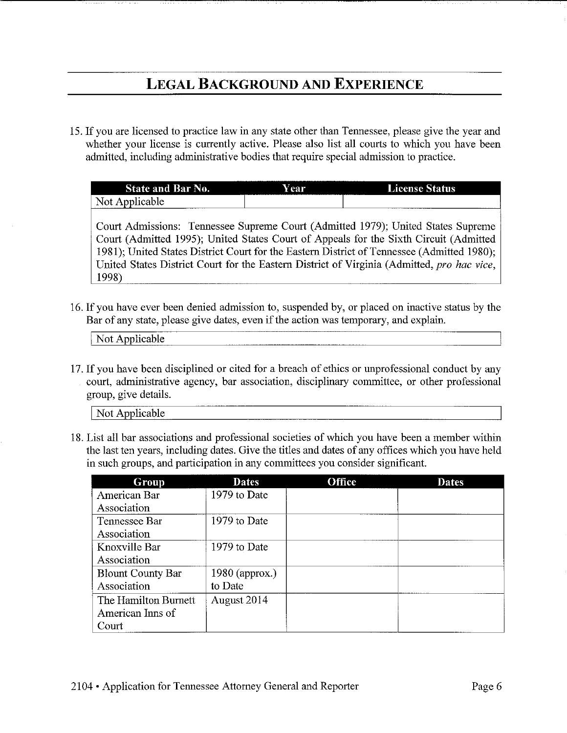# LEGAL BACKGROUND AND EXPERIENCE

15. If you are licensed to practice law in any state other than Tennessee, please give the year and whether your license is currently active. Please also list all courts to which you have been admitted, including administrative bodies that require special admission to practice.

| State and Bar No. | Year | License Status |
|---|---|---|
| Not Applicable | | |

Court Admissions: Tennessee Supreme Court (Admitted 1979); United States Supreme Court (Admitted 1995); United States Court of Appeals for the Sixth Circuit (Admitted 1981); United States District Court for the Eastern District of Tennessee (Admitted 1980); United States District Court for the Eastern District of Virginia (Admitted, *pro hac vice*, 1998)

16. If you have ever been denied admission to, suspended by, or placed on inactive status by the Bar of any state, please give dates, even if the action was temporary, and explain.

Not Applicable

17. If you have been disciplined or cited for a breach of ethics or unprofessional conduct by any court, administrative agency, bar association, disciplinary committee, or other professional group, give details.

Not Applicable

18. List all bar associations and professional societies of which you have been a member within the last ten years, including dates. Give the titles and dates of any offices which you have held in such groups, and participation in any committees you consider significant.

| Group | Dates | Office | Dates |
|---|---|---|---|
| American Bar Association | 1979 to Date | | |
| Tennessee Bar Association | 1979 to Date | | |
| Knoxville Bar Association | 1979 to Date | | |
| Blount County Bar Association | 1980 (approx.) to Date | | |
| The Hamilton Burnett American Inns of Court | August 2014 | | |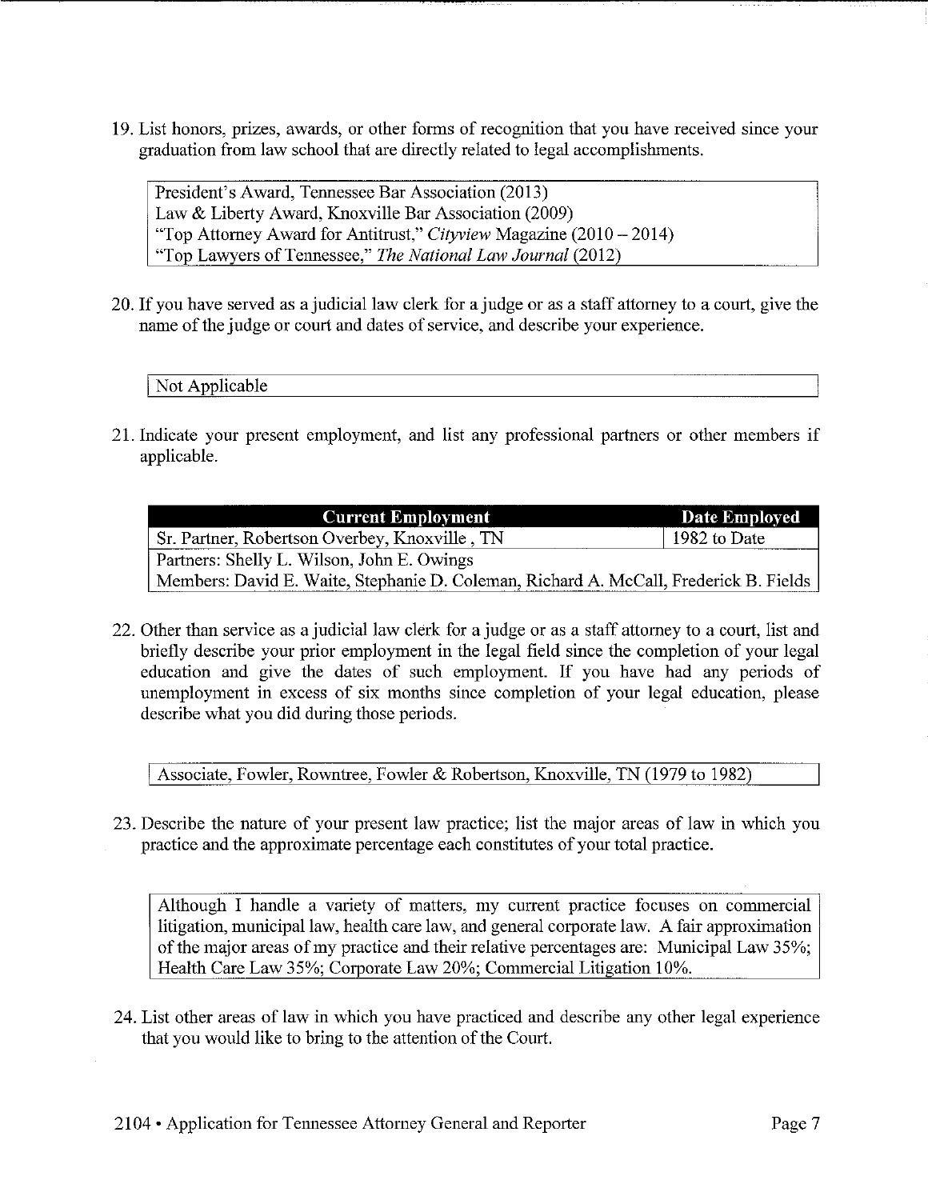19. List honors, prizes, awards, or other forms of recognition that you have received since your graduation from law school that are directly related to legal accomplishments.

| President's Award, Tennessee Bar Association (2013)<br>Law & Liberty Award, Knoxville Bar Association (2009)<br>"Top Attorney Award for Antitrust," *Cityview* Magazine (2010 – 2014)<br>"Top Lawyers of Tennessee," *The National Law Journal* (2012) |
|---|

20. If you have served as a judicial law clerk for a judge or as a staff attorney to a court, give the name of the judge or court and dates of service, and describe your experience.

| Not Applicable |
|---|

21. Indicate your present employment, and list any professional partners or other members if applicable.

| Current Employment | Date Employed |
|---|---|
| Sr. Partner, Robertson Overbey, Knoxville , TN | 1982 to Date |
| Partners: Shelly L. Wilson, John E. Owings<br>Members: David E. Waite, Stephanie D. Coleman, Richard A. McCall, Frederick B. Fields | |

22. Other than service as a judicial law clerk for a judge or as a staff attorney to a court, list and briefly describe your prior employment in the legal field since the completion of your legal education and give the dates of such employment. If you have had any periods of unemployment in excess of six months since completion of your legal education, please describe what you did during those periods.

| Associate, Fowler, Rowntree, Fowler & Robertson, Knoxville, TN (1979 to 1982) |
|---|

23. Describe the nature of your present law practice; list the major areas of law in which you practice and the approximate percentage each constitutes of your total practice.

| Although I handle a variety of matters, my current practice focuses on commercial litigation, municipal law, health care law, and general corporate law. A fair approximation of the major areas of my practice and their relative percentages are: Municipal Law 35%; Health Care Law 35%; Corporate Law 20%; Commercial Litigation 10%. |
|---|

24. List other areas of law in which you have practiced and describe any other legal experience that you would like to bring to the attention of the Court.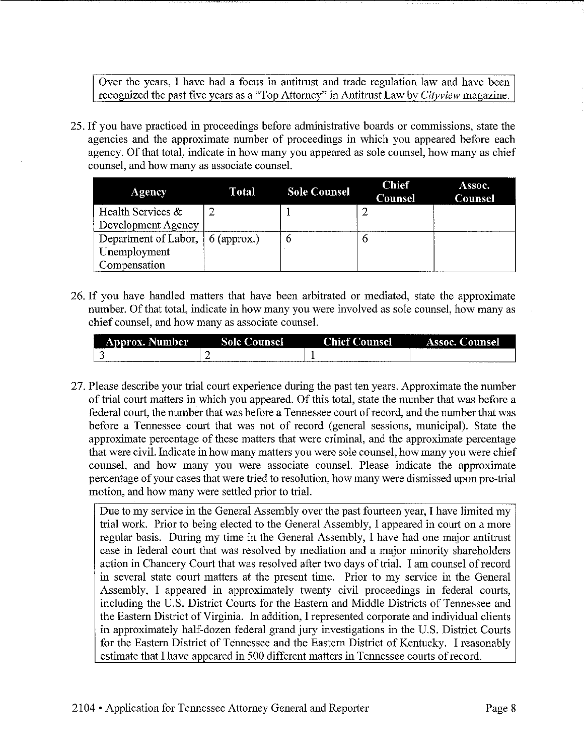Over the years, I have had a focus in antitrust and trade regulation law and have been recognized the past five years as a "Top Attorney" in Antitrust Law by *Cityview* magazine.

25. If you have practiced in proceedings before administrative boards or commissions, state the agencies and the approximate number of proceedings in which you appeared before each agency. Of that total, indicate in how many you appeared as sole counsel, how many as chief counsel, and how many as associate counsel.

| Agency | Total | Sole Counsel | Chief Counsel | Assoc. Counsel |
|---|---|---|---|---|
| Health Services & Development Agency | 2 | 1 | 2 | |
| Department of Labor, Unemployment Compensation | 6 (approx.) | 6 | 6 | |

26. If you have handled matters that have been arbitrated or mediated, state the approximate number. Of that total, indicate in how many you were involved as sole counsel, how many as chief counsel, and how many as associate counsel.

| Approx. Number | Sole Counsel | Chief Counsel | Assoc. Counsel |
|---|---|---|---|
| 3 | 2 | 1 | |

27. Please describe your trial court experience during the past ten years. Approximate the number of trial court matters in which you appeared. Of this total, state the number that was before a federal court, the number that was before a Tennessee court of record, and the number that was before a Tennessee court that was not of record (general sessions, municipal). State the approximate percentage of these matters that were criminal, and the approximate percentage that were civil. Indicate in how many matters you were sole counsel, how many you were chief counsel, and how many you were associate counsel. Please indicate the approximate percentage of your cases that were tried to resolution, how many were dismissed upon pre-trial motion, and how many were settled prior to trial.

Due to my service in the General Assembly over the past fourteen year, I have limited my trial work. Prior to being elected to the General Assembly, I appeared in court on a more regular basis. During my time in the General Assembly, I have had one major antitrust case in federal court that was resolved by mediation and a major minority shareholders action in Chancery Court that was resolved after two days of trial. I am counsel of record in several state court matters at the present time. Prior to my service in the General Assembly, I appeared in approximately twenty civil proceedings in federal courts, including the U.S. District Courts for the Eastern and Middle Districts of Tennessee and the Eastern District of Virginia. In addition, I represented corporate and individual clients in approximately half-dozen federal grand jury investigations in the U.S. District Courts for the Eastern District of Tennessee and the Eastern District of Kentucky. I reasonably estimate that I have appeared in 500 different matters in Tennessee courts of record.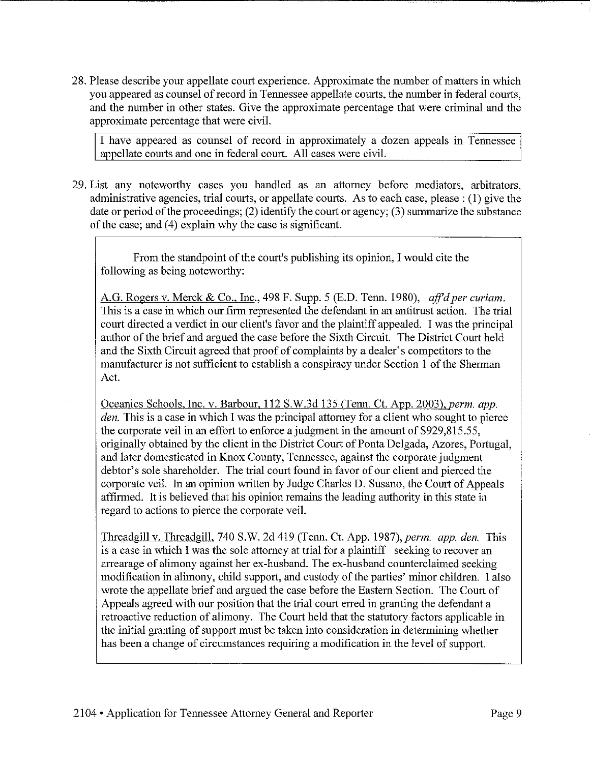28. Please describe your appellate court experience. Approximate the number of matters in which you appeared as counsel of record in Tennessee appellate courts, the number in federal courts, and the number in other states. Give the approximate percentage that were criminal and the approximate percentage that were civil.

I have appeared as counsel of record in approximately a dozen appeals in Tennessee appellate courts and one in federal court. All cases were civil.

29. List any noteworthy cases you handled as an attorney before mediators, arbitrators, administrative agencies, trial courts, or appellate courts. As to each case, please : (1) give the date or period of the proceedings; (2) identify the court or agency; (3) summarize the substance of the case; and (4) explain why the case is significant.

From the standpoint of the court's publishing its opinion, I would cite the following as being noteworthy:

A.G. Rogers v. Merck & Co., Inc., 498 F. Supp. 5 (E.D. Tenn. 1980), *aff'd per curiam*. This is a case in which our firm represented the defendant in an antitrust action. The trial court directed a verdict in our client's favor and the plaintiff appealed. I was the principal author of the brief and argued the case before the Sixth Circuit. The District Court held and the Sixth Circuit agreed that proof of complaints by a dealer's competitors to the manufacturer is not sufficient to establish a conspiracy under Section 1 of the Sherman Act.

Oceanics Schools, Inc. v. Barbour, 112 S.W.3d 135 (Tenn. Ct. App. 2003), *perm. app. den.* This is a case in which I was the principal attorney for a client who sought to pierce the corporate veil in an effort to enforce a judgment in the amount of $929,815.55, originally obtained by the client in the District Court of Ponta Delgada, Azores, Portugal, and later domesticated in Knox County, Tennessee, against the corporate judgment debtor's sole shareholder. The trial court found in favor of our client and pierced the corporate veil. In an opinion written by Judge Charles D. Susano, the Court of Appeals affirmed. It is believed that his opinion remains the leading authority in this state in regard to actions to pierce the corporate veil.

Threadgill v. Threadgill, 740 S.W. 2d 419 (Tenn. Ct. App. 1987), *perm. app. den.* This is a case in which I was the sole attorney at trial for a plaintiff seeking to recover an arrearage of alimony against her ex-husband. The ex-husband counterclaimed seeking modification in alimony, child support, and custody of the parties' minor children. I also wrote the appellate brief and argued the case before the Eastern Section. The Court of Appeals agreed with our position that the trial court erred in granting the defendant a retroactive reduction of alimony. The Court held that the statutory factors applicable in the initial granting of support must be taken into consideration in determining whether has been a change of circumstances requiring a modification in the level of support.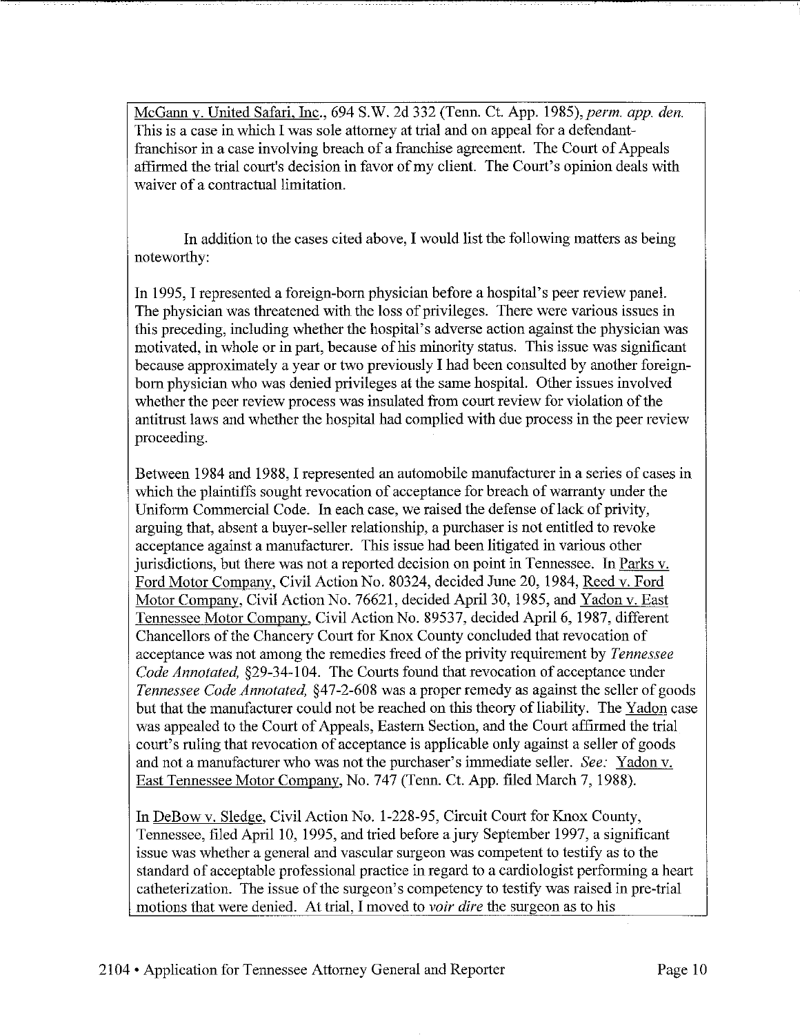McGann v. United Safari, Inc., 694 S.W. 2d 332 (Tenn. Ct. App. 1985), *perm. app. den.* This is a case in which I was sole attorney at trial and on appeal for a defendant-franchisor in a case involving breach of a franchise agreement. The Court of Appeals affirmed the trial court's decision in favor of my client. The Court's opinion deals with waiver of a contractual limitation.

In addition to the cases cited above, I would list the following matters as being noteworthy:

In 1995, I represented a foreign-born physician before a hospital's peer review panel. The physician was threatened with the loss of privileges. There were various issues in this preceding, including whether the hospital's adverse action against the physician was motivated, in whole or in part, because of his minority status. This issue was significant because approximately a year or two previously I had been consulted by another foreign-born physician who was denied privileges at the same hospital. Other issues involved whether the peer review process was insulated from court review for violation of the antitrust laws and whether the hospital had complied with due process in the peer review proceeding.

Between 1984 and 1988, I represented an automobile manufacturer in a series of cases in which the plaintiffs sought revocation of acceptance for breach of warranty under the Uniform Commercial Code. In each case, we raised the defense of lack of privity, arguing that, absent a buyer-seller relationship, a purchaser is not entitled to revoke acceptance against a manufacturer. This issue had been litigated in various other jurisdictions, but there was not a reported decision on point in Tennessee. In Parks v. Ford Motor Company, Civil Action No. 80324, decided June 20, 1984, Reed v. Ford Motor Company, Civil Action No. 76621, decided April 30, 1985, and Yadon v. East Tennessee Motor Company, Civil Action No. 89537, decided April 6, 1987, different Chancellors of the Chancery Court for Knox County concluded that revocation of acceptance was not among the remedies freed of the privity requirement by *Tennessee Code Annotated,* §29-34-104. The Courts found that revocation of acceptance under *Tennessee Code Annotated,* §47-2-608 was a proper remedy as against the seller of goods but that the manufacturer could not be reached on this theory of liability. The Yadon case was appealed to the Court of Appeals, Eastern Section, and the Court affirmed the trial court's ruling that revocation of acceptance is applicable only against a seller of goods and not a manufacturer who was not the purchaser's immediate seller. *See:* Yadon v. East Tennessee Motor Company, No. 747 (Tenn. Ct. App. filed March 7, 1988).

In DeBow v. Sledge, Civil Action No. 1-228-95, Circuit Court for Knox County, Tennessee, filed April 10, 1995, and tried before a jury September 1997, a significant issue was whether a general and vascular surgeon was competent to testify as to the standard of acceptable professional practice in regard to a cardiologist performing a heart catheterization. The issue of the surgeon's competency to testify was raised in pre-trial motions that were denied. At trial, I moved to *voir dire* the surgeon as to his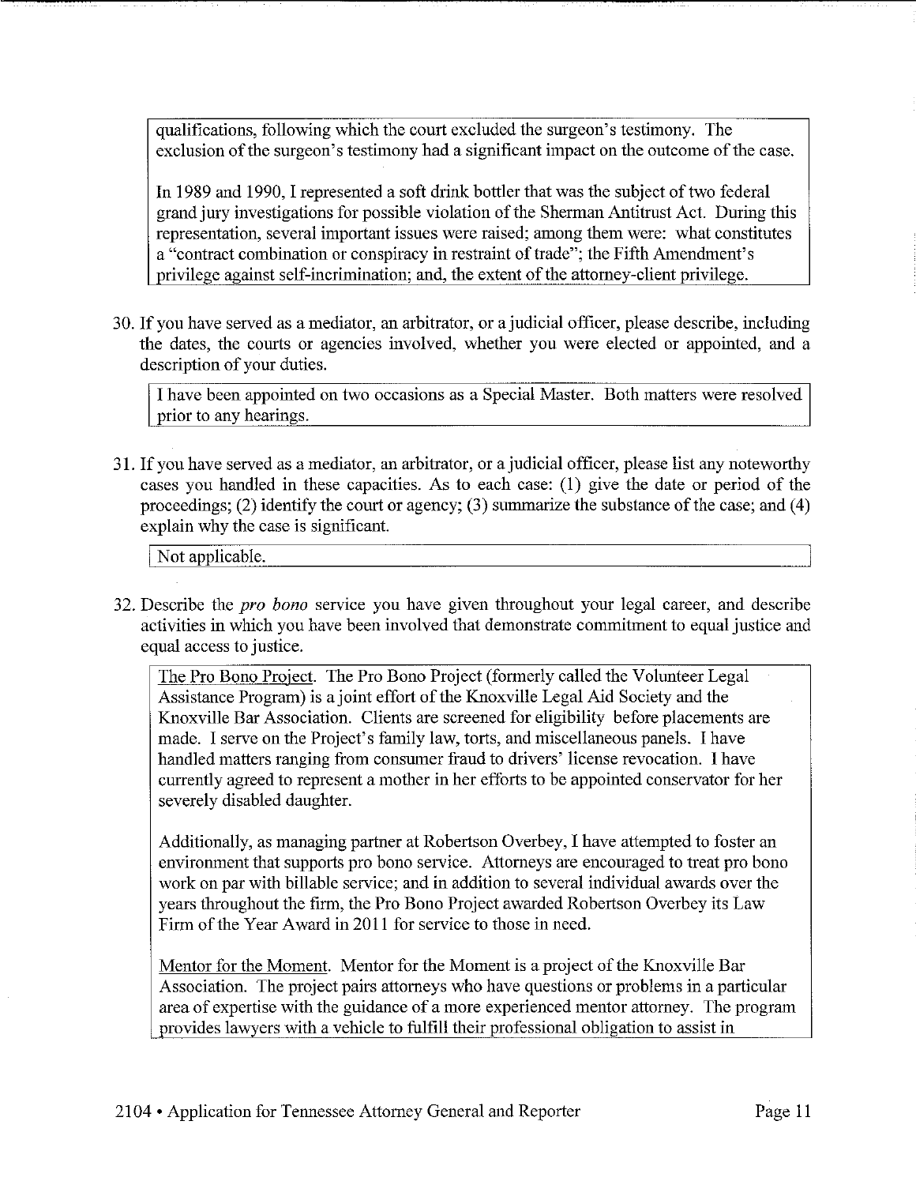qualifications, following which the court excluded the surgeon's testimony. The exclusion of the surgeon's testimony had a significant impact on the outcome of the case.

In 1989 and 1990, I represented a soft drink bottler that was the subject of two federal grand jury investigations for possible violation of the Sherman Antitrust Act. During this representation, several important issues were raised; among them were: what constitutes a "contract combination or conspiracy in restraint of trade"; the Fifth Amendment's privilege against self-incrimination; and, the extent of the attorney-client privilege.

30. If you have served as a mediator, an arbitrator, or a judicial officer, please describe, including the dates, the courts or agencies involved, whether you were elected or appointed, and a description of your duties.

I have been appointed on two occasions as a Special Master. Both matters were resolved prior to any hearings.

31. If you have served as a mediator, an arbitrator, or a judicial officer, please list any noteworthy cases you handled in these capacities. As to each case: (1) give the date or period of the proceedings; (2) identify the court or agency; (3) summarize the substance of the case; and (4) explain why the case is significant.

Not applicable.

32. Describe the *pro bono* service you have given throughout your legal career, and describe activities in which you have been involved that demonstrate commitment to equal justice and equal access to justice.

The Pro Bono Project. The Pro Bono Project (formerly called the Volunteer Legal Assistance Program) is a joint effort of the Knoxville Legal Aid Society and the Knoxville Bar Association. Clients are screened for eligibility before placements are made. I serve on the Project's family law, torts, and miscellaneous panels. I have handled matters ranging from consumer fraud to drivers' license revocation. I have currently agreed to represent a mother in her efforts to be appointed conservator for her severely disabled daughter.

Additionally, as managing partner at Robertson Overbey, I have attempted to foster an environment that supports pro bono service. Attorneys are encouraged to treat pro bono work on par with billable service; and in addition to several individual awards over the years throughout the firm, the Pro Bono Project awarded Robertson Overbey its Law Firm of the Year Award in 2011 for service to those in need.

Mentor for the Moment. Mentor for the Moment is a project of the Knoxville Bar Association. The project pairs attorneys who have questions or problems in a particular area of expertise with the guidance of a more experienced mentor attorney. The program provides lawyers with a vehicle to fulfill their professional obligation to assist in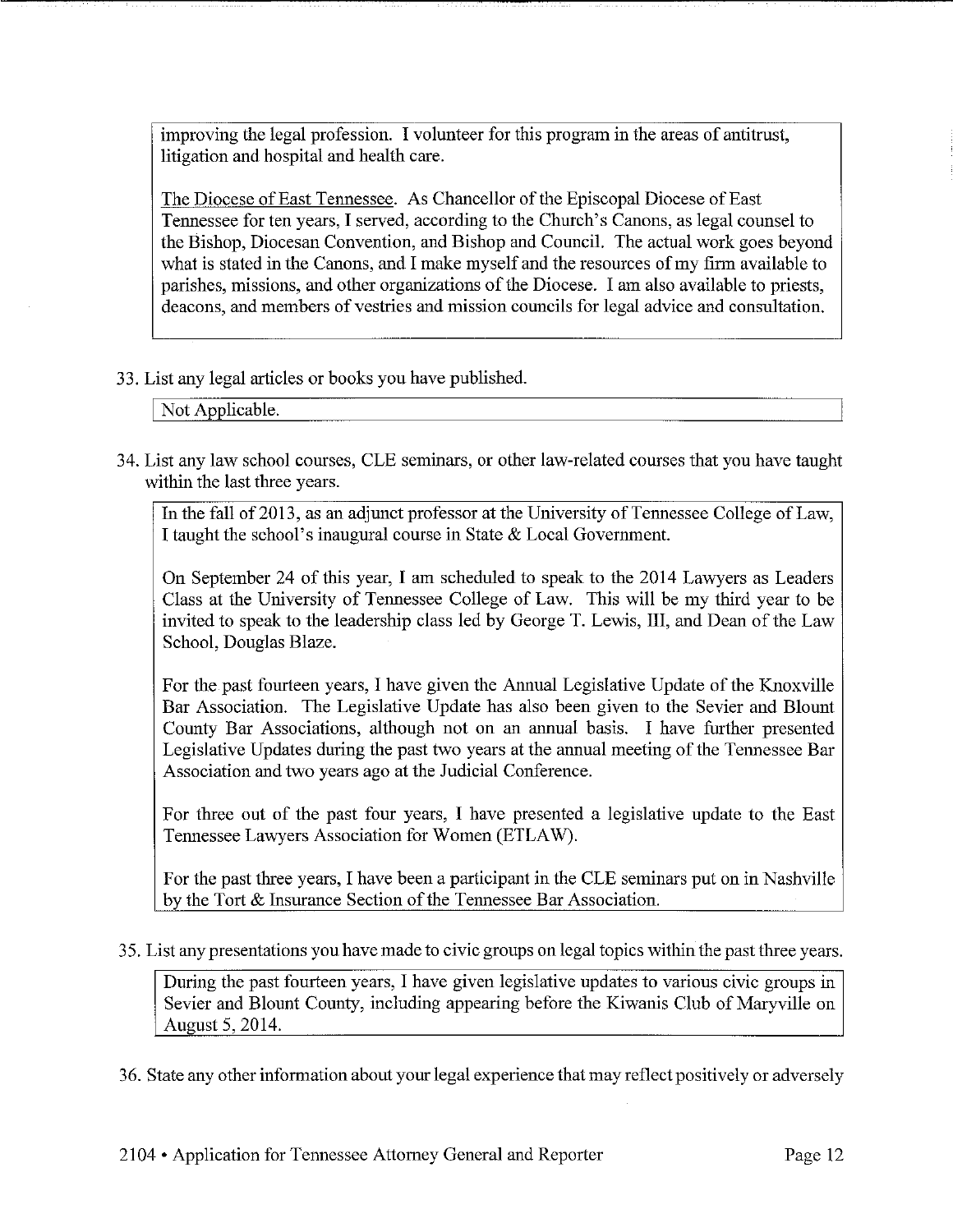improving the legal profession. I volunteer for this program in the areas of antitrust, litigation and hospital and health care.

The Diocese of East Tennessee. As Chancellor of the Episcopal Diocese of East Tennessee for ten years, I served, according to the Church's Canons, as legal counsel to the Bishop, Diocesan Convention, and Bishop and Council. The actual work goes beyond what is stated in the Canons, and I make myself and the resources of my firm available to parishes, missions, and other organizations of the Diocese. I am also available to priests, deacons, and members of vestries and mission councils for legal advice and consultation.

33. List any legal articles or books you have published.

Not Applicable.

34. List any law school courses, CLE seminars, or other law-related courses that you have taught within the last three years.

In the fall of 2013, as an adjunct professor at the University of Tennessee College of Law, I taught the school's inaugural course in State & Local Government.

On September 24 of this year, I am scheduled to speak to the 2014 Lawyers as Leaders Class at the University of Tennessee College of Law. This will be my third year to be invited to speak to the leadership class led by George T. Lewis, III, and Dean of the Law School, Douglas Blaze.

For the past fourteen years, I have given the Annual Legislative Update of the Knoxville Bar Association. The Legislative Update has also been given to the Sevier and Blount County Bar Associations, although not on an annual basis. I have further presented Legislative Updates during the past two years at the annual meeting of the Tennessee Bar Association and two years ago at the Judicial Conference.

For three out of the past four years, I have presented a legislative update to the East Tennessee Lawyers Association for Women (ETLAW).

For the past three years, I have been a participant in the CLE seminars put on in Nashville by the Tort & Insurance Section of the Tennessee Bar Association.

35. List any presentations you have made to civic groups on legal topics within the past three years.

During the past fourteen years, I have given legislative updates to various civic groups in Sevier and Blount County, including appearing before the Kiwanis Club of Maryville on August 5, 2014.

36. State any other information about your legal experience that may reflect positively or adversely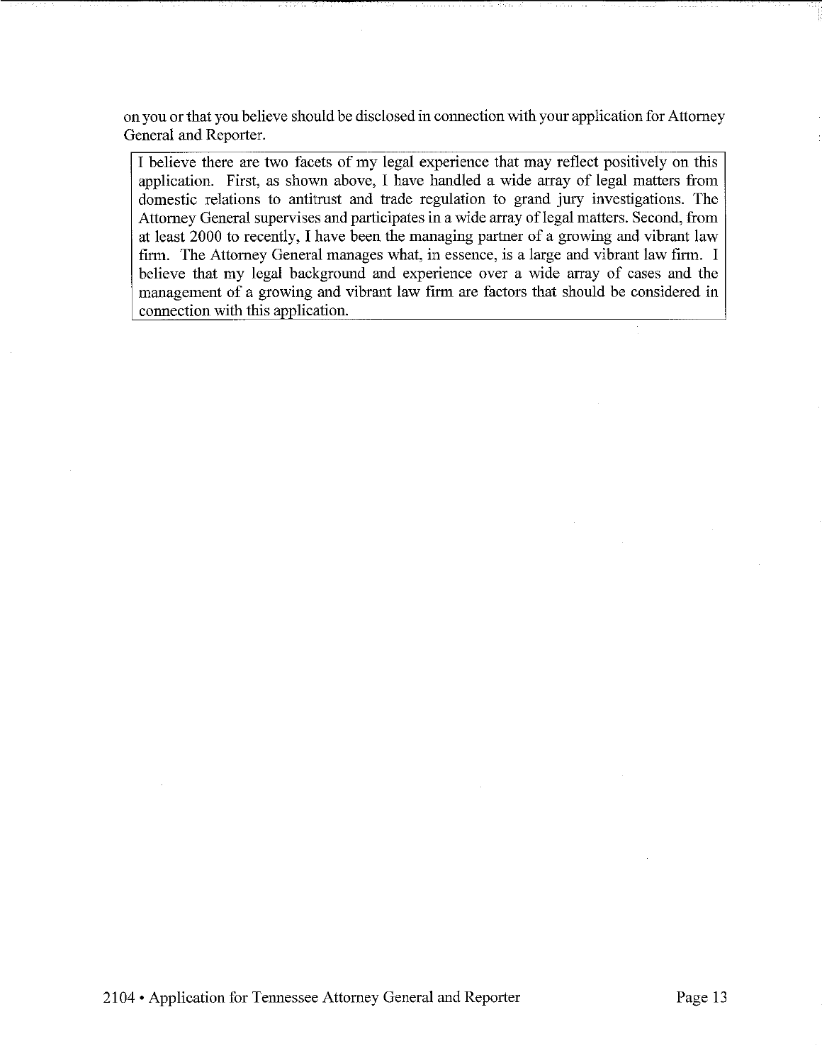on you or that you believe should be disclosed in connection with your application for Attorney General and Reporter.

I believe there are two facets of my legal experience that may reflect positively on this application. First, as shown above, I have handled a wide array of legal matters from domestic relations to antitrust and trade regulation to grand jury investigations. The Attorney General supervises and participates in a wide array of legal matters. Second, from at least 2000 to recently, I have been the managing partner of a growing and vibrant law firm. The Attorney General manages what, in essence, is a large and vibrant law firm. I believe that my legal background and experience over a wide array of cases and the management of a growing and vibrant law firm are factors that should be considered in connection with this application.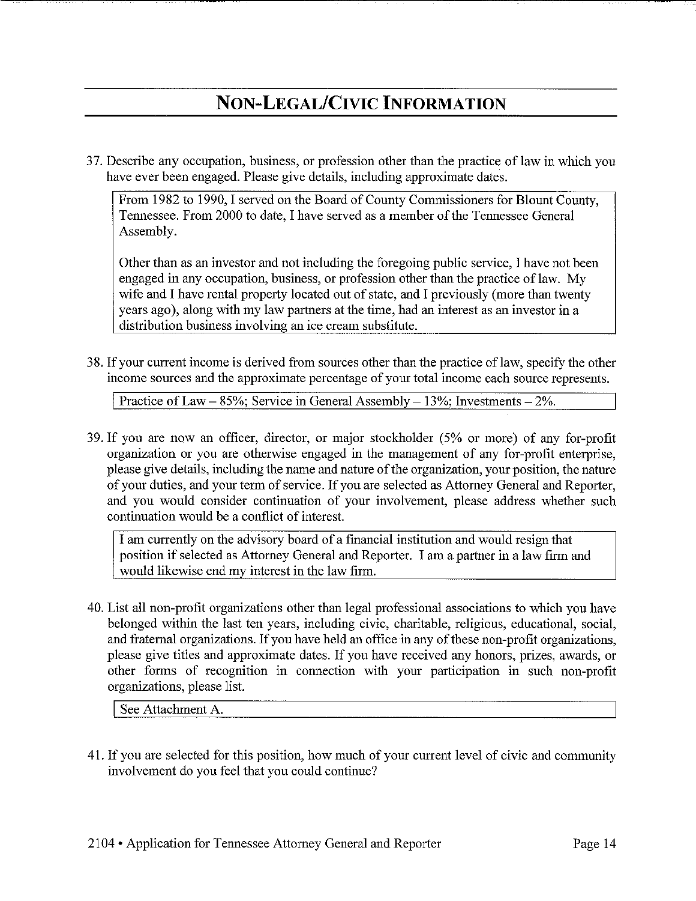# NON-LEGAL/CIVIC INFORMATION

37. Describe any occupation, business, or profession other than the practice of law in which you have ever been engaged. Please give details, including approximate dates.

> From 1982 to 1990, I served on the Board of County Commissioners for Blount County, Tennessee. From 2000 to date, I have served as a member of the Tennessee General Assembly.
>
> Other than as an investor and not including the foregoing public service, I have not been engaged in any occupation, business, or profession other than the practice of law. My wife and I have rental property located out of state, and I previously (more than twenty years ago), along with my law partners at the time, had an interest as an investor in a distribution business involving an ice cream substitute.

38. If your current income is derived from sources other than the practice of law, specify the other income sources and the approximate percentage of your total income each source represents.

> Practice of Law – 85%; Service in General Assembly – 13%; Investments – 2%.

39. If you are now an officer, director, or major stockholder (5% or more) of any for-profit organization or you are otherwise engaged in the management of any for-profit enterprise, please give details, including the name and nature of the organization, your position, the nature of your duties, and your term of service. If you are selected as Attorney General and Reporter, and you would consider continuation of your involvement, please address whether such continuation would be a conflict of interest.

> I am currently on the advisory board of a financial institution and would resign that position if selected as Attorney General and Reporter. I am a partner in a law firm and would likewise end my interest in the law firm.

40. List all non-profit organizations other than legal professional associations to which you have belonged within the last ten years, including civic, charitable, religious, educational, social, and fraternal organizations. If you have held an office in any of these non-profit organizations, please give titles and approximate dates. If you have received any honors, prizes, awards, or other forms of recognition in connection with your participation in such non-profit organizations, please list.

> See Attachment A.

41. If you are selected for this position, how much of your current level of civic and community involvement do you feel that you could continue?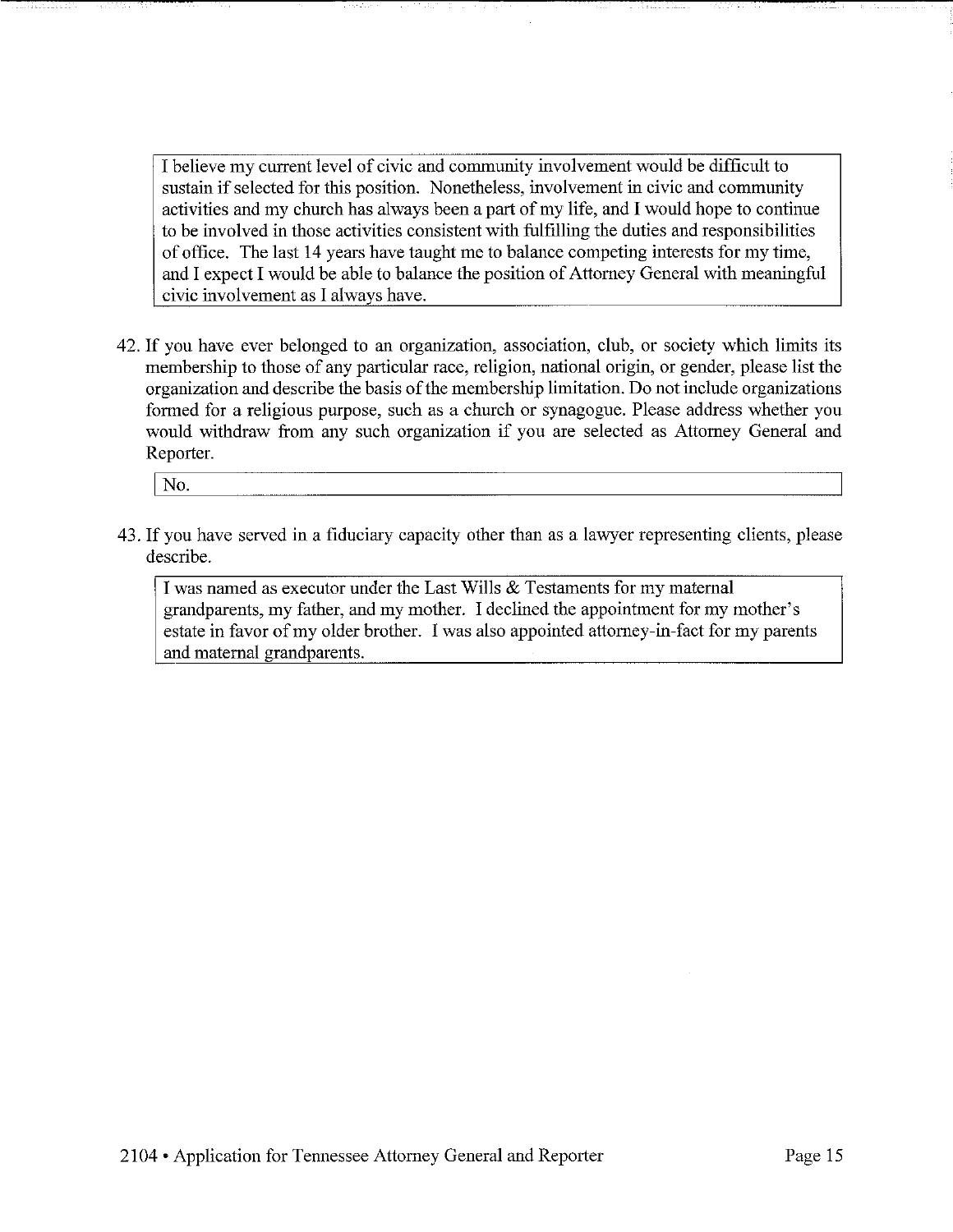I believe my current level of civic and community involvement would be difficult to sustain if selected for this position. Nonetheless, involvement in civic and community activities and my church has always been a part of my life, and I would hope to continue to be involved in those activities consistent with fulfilling the duties and responsibilities of office. The last 14 years have taught me to balance competing interests for my time, and I expect I would be able to balance the position of Attorney General with meaningful civic involvement as I always have.

42. If you have ever belonged to an organization, association, club, or society which limits its membership to those of any particular race, religion, national origin, or gender, please list the organization and describe the basis of the membership limitation. Do not include organizations formed for a religious purpose, such as a church or synagogue. Please address whether you would withdraw from any such organization if you are selected as Attorney General and Reporter.

No.

43. If you have served in a fiduciary capacity other than as a lawyer representing clients, please describe.

I was named as executor under the Last Wills & Testaments for my maternal grandparents, my father, and my mother. I declined the appointment for my mother's estate in favor of my older brother. I was also appointed attorney-in-fact for my parents and maternal grandparents.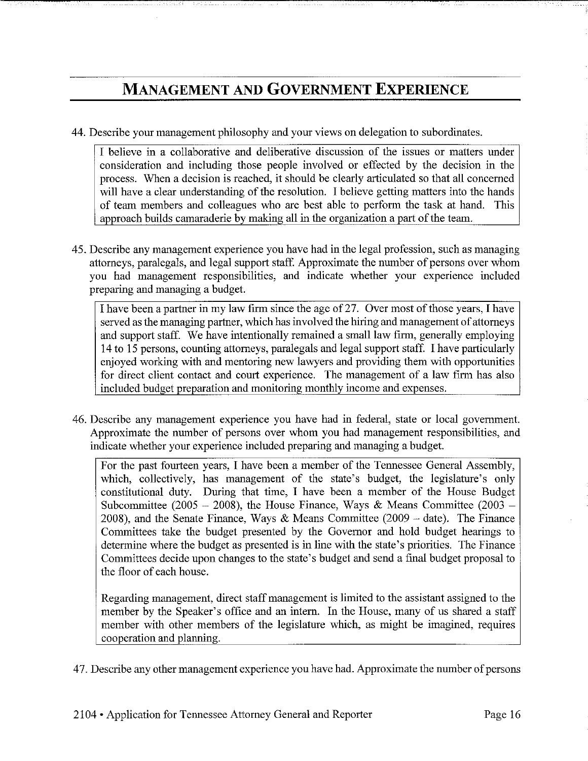# MANAGEMENT AND GOVERNMENT EXPERIENCE

44. Describe your management philosophy and your views on delegation to subordinates.

I believe in a collaborative and deliberative discussion of the issues or matters under consideration and including those people involved or effected by the decision in the process. When a decision is reached, it should be clearly articulated so that all concerned will have a clear understanding of the resolution. I believe getting matters into the hands of team members and colleagues who are best able to perform the task at hand. This approach builds camaraderie by making all in the organization a part of the team.

45. Describe any management experience you have had in the legal profession, such as managing attorneys, paralegals, and legal support staff. Approximate the number of persons over whom you had management responsibilities, and indicate whether your experience included preparing and managing a budget.

I have been a partner in my law firm since the age of 27. Over most of those years, I have served as the managing partner, which has involved the hiring and management of attorneys and support staff. We have intentionally remained a small law firm, generally employing 14 to 15 persons, counting attorneys, paralegals and legal support staff. I have particularly enjoyed working with and mentoring new lawyers and providing them with opportunities for direct client contact and court experience. The management of a law firm has also included budget preparation and monitoring monthly income and expenses.

46. Describe any management experience you have had in federal, state or local government. Approximate the number of persons over whom you had management responsibilities, and indicate whether your experience included preparing and managing a budget.

For the past fourteen years, I have been a member of the Tennessee General Assembly, which, collectively, has management of the state's budget, the legislature's only constitutional duty. During that time, I have been a member of the House Budget Subcommittee (2005 – 2008), the House Finance, Ways & Means Committee (2003 – 2008), and the Senate Finance, Ways & Means Committee (2009 – date). The Finance Committees take the budget presented by the Governor and hold budget hearings to determine where the budget as presented is in line with the state's priorities. The Finance Committees decide upon changes to the state's budget and send a final budget proposal to the floor of each house.

Regarding management, direct staff management is limited to the assistant assigned to the member by the Speaker's office and an intern. In the House, many of us shared a staff member with other members of the legislature which, as might be imagined, requires cooperation and planning.

47. Describe any other management experience you have had. Approximate the number of persons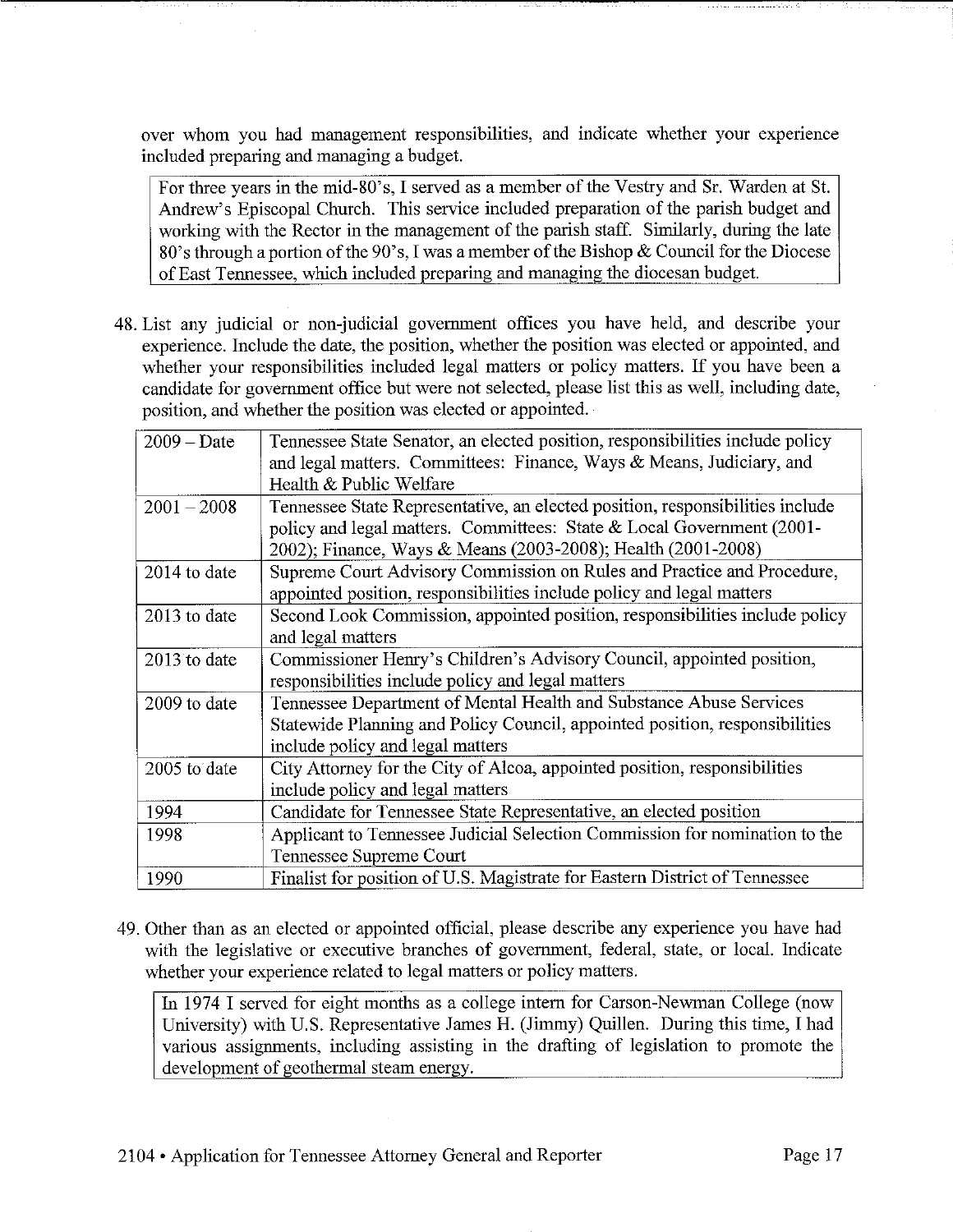over whom you had management responsibilities, and indicate whether your experience included preparing and managing a budget.

For three years in the mid-80's, I served as a member of the Vestry and Sr. Warden at St. Andrew's Episcopal Church. This service included preparation of the parish budget and working with the Rector in the management of the parish staff. Similarly, during the late 80's through a portion of the 90's, I was a member of the Bishop & Council for the Diocese of East Tennessee, which included preparing and managing the diocesan budget.

48. List any judicial or non-judicial government offices you have held, and describe your experience. Include the date, the position, whether the position was elected or appointed, and whether your responsibilities included legal matters or policy matters. If you have been a candidate for government office but were not selected, please list this as well, including date, position, and whether the position was elected or appointed.

| | |
|---|---|
| 2009 – Date | Tennessee State Senator, an elected position, responsibilities include policy and legal matters. Committees: Finance, Ways & Means, Judiciary, and Health & Public Welfare |
| 2001 – 2008 | Tennessee State Representative, an elected position, responsibilities include policy and legal matters. Committees: State & Local Government (2001-2002); Finance, Ways & Means (2003-2008); Health (2001-2008) |
| 2014 to date | Supreme Court Advisory Commission on Rules and Practice and Procedure, appointed position, responsibilities include policy and legal matters |
| 2013 to date | Second Look Commission, appointed position, responsibilities include policy and legal matters |
| 2013 to date | Commissioner Henry's Children's Advisory Council, appointed position, responsibilities include policy and legal matters |
| 2009 to date | Tennessee Department of Mental Health and Substance Abuse Services Statewide Planning and Policy Council, appointed position, responsibilities include policy and legal matters |
| 2005 to date | City Attorney for the City of Alcoa, appointed position, responsibilities include policy and legal matters |
| 1994 | Candidate for Tennessee State Representative, an elected position |
| 1998 | Applicant to Tennessee Judicial Selection Commission for nomination to the Tennessee Supreme Court |
| 1990 | Finalist for position of U.S. Magistrate for Eastern District of Tennessee |

49. Other than as an elected or appointed official, please describe any experience you have had with the legislative or executive branches of government, federal, state, or local. Indicate whether your experience related to legal matters or policy matters.

In 1974 I served for eight months as a college intern for Carson-Newman College (now University) with U.S. Representative James H. (Jimmy) Quillen. During this time, I had various assignments, including assisting in the drafting of legislation to promote the development of geothermal steam energy.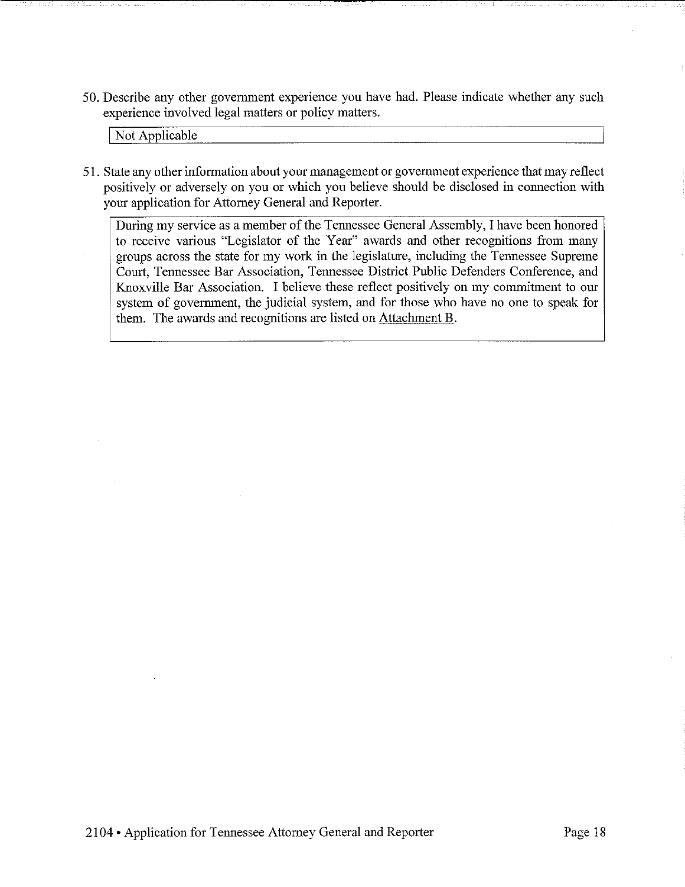50. Describe any other government experience you have had. Please indicate whether any such experience involved legal matters or policy matters.

Not Applicable

51. State any other information about your management or government experience that may reflect positively or adversely on you or which you believe should be disclosed in connection with your application for Attorney General and Reporter.

During my service as a member of the Tennessee General Assembly, I have been honored to receive various "Legislator of the Year" awards and other recognitions from many groups across the state for my work in the legislature, including the Tennessee Supreme Court, Tennessee Bar Association, Tennessee District Public Defenders Conference, and Knoxville Bar Association. I believe these reflect positively on my commitment to our system of government, the judicial system, and for those who have no one to speak for them. The awards and recognitions are listed on Attachment B.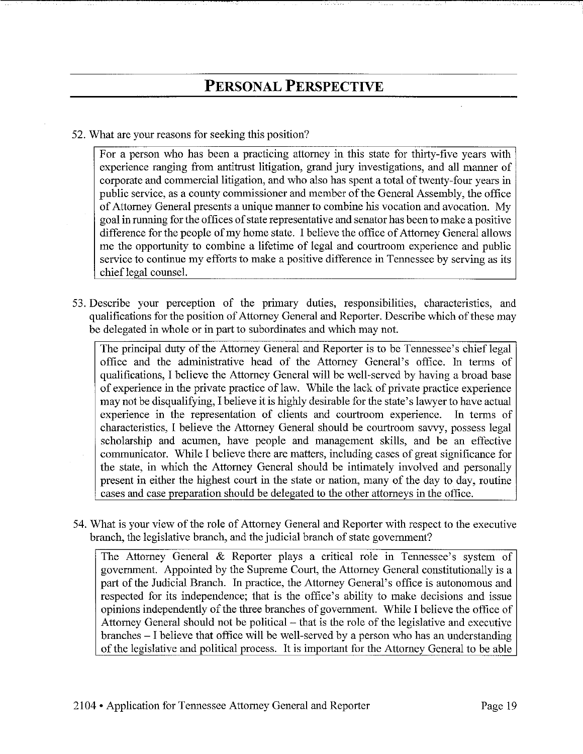## PERSONAL PERSPECTIVE

52. What are your reasons for seeking this position?

For a person who has been a practicing attorney in this state for thirty-five years with experience ranging from antitrust litigation, grand jury investigations, and all manner of corporate and commercial litigation, and who also has spent a total of twenty-four years in public service, as a county commissioner and member of the General Assembly, the office of Attorney General presents a unique manner to combine his vocation and avocation. My goal in running for the offices of state representative and senator has been to make a positive difference for the people of my home state. I believe the office of Attorney General allows me the opportunity to combine a lifetime of legal and courtroom experience and public service to continue my efforts to make a positive difference in Tennessee by serving as its chief legal counsel.

53. Describe your perception of the primary duties, responsibilities, characteristics, and qualifications for the position of Attorney General and Reporter. Describe which of these may be delegated in whole or in part to subordinates and which may not.

The principal duty of the Attorney General and Reporter is to be Tennessee's chief legal office and the administrative head of the Attorney General's office. In terms of qualifications, I believe the Attorney General will be well-served by having a broad base of experience in the private practice of law. While the lack of private practice experience may not be disqualifying, I believe it is highly desirable for the state's lawyer to have actual experience in the representation of clients and courtroom experience. In terms of characteristics, I believe the Attorney General should be courtroom savvy, possess legal scholarship and acumen, have people and management skills, and be an effective communicator. While I believe there are matters, including cases of great significance for the state, in which the Attorney General should be intimately involved and personally present in either the highest court in the state or nation, many of the day to day, routine cases and case preparation should be delegated to the other attorneys in the office.

54. What is your view of the role of Attorney General and Reporter with respect to the executive branch, the legislative branch, and the judicial branch of state government?

The Attorney General & Reporter plays a critical role in Tennessee's system of government. Appointed by the Supreme Court, the Attorney General constitutionally is a part of the Judicial Branch. In practice, the Attorney General's office is autonomous and respected for its independence; that is the office's ability to make decisions and issue opinions independently of the three branches of government. While I believe the office of Attorney General should not be political – that is the role of the legislative and executive branches – I believe that office will be well-served by a person who has an understanding of the legislative and political process. It is important for the Attorney General to be able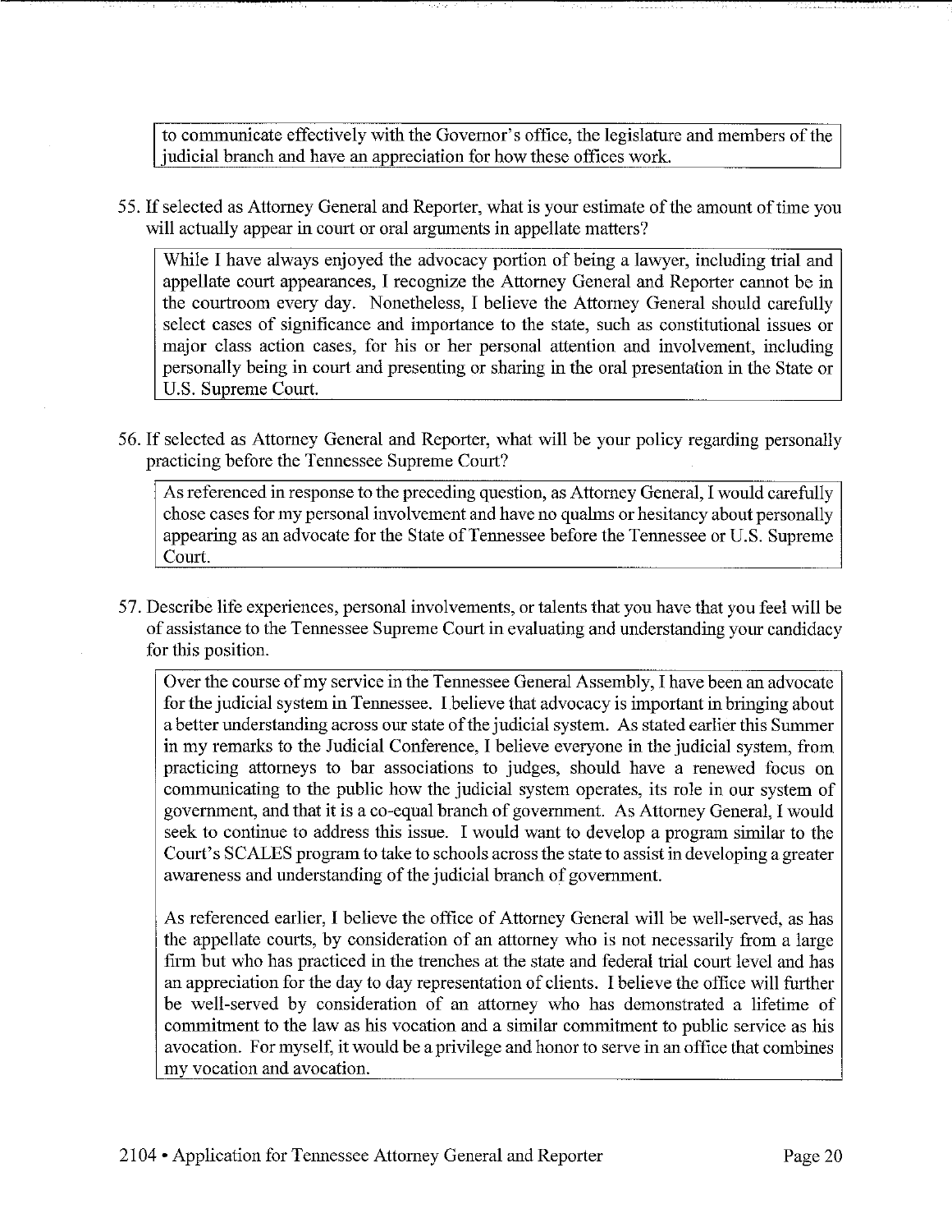to communicate effectively with the Governor's office, the legislature and members of the judicial branch and have an appreciation for how these offices work.

55. If selected as Attorney General and Reporter, what is your estimate of the amount of time you will actually appear in court or oral arguments in appellate matters?

While I have always enjoyed the advocacy portion of being a lawyer, including trial and appellate court appearances, I recognize the Attorney General and Reporter cannot be in the courtroom every day. Nonetheless, I believe the Attorney General should carefully select cases of significance and importance to the state, such as constitutional issues or major class action cases, for his or her personal attention and involvement, including personally being in court and presenting or sharing in the oral presentation in the State or U.S. Supreme Court.

56. If selected as Attorney General and Reporter, what will be your policy regarding personally practicing before the Tennessee Supreme Court?

As referenced in response to the preceding question, as Attorney General, I would carefully chose cases for my personal involvement and have no qualms or hesitancy about personally appearing as an advocate for the State of Tennessee before the Tennessee or U.S. Supreme Court.

57. Describe life experiences, personal involvements, or talents that you have that you feel will be of assistance to the Tennessee Supreme Court in evaluating and understanding your candidacy for this position.

Over the course of my service in the Tennessee General Assembly, I have been an advocate for the judicial system in Tennessee. I believe that advocacy is important in bringing about a better understanding across our state of the judicial system. As stated earlier this Summer in my remarks to the Judicial Conference, I believe everyone in the judicial system, from practicing attorneys to bar associations to judges, should have a renewed focus on communicating to the public how the judicial system operates, its role in our system of government, and that it is a co-equal branch of government. As Attorney General, I would seek to continue to address this issue. I would want to develop a program similar to the Court's SCALES program to take to schools across the state to assist in developing a greater awareness and understanding of the judicial branch of government.

As referenced earlier, I believe the office of Attorney General will be well-served, as has the appellate courts, by consideration of an attorney who is not necessarily from a large firm but who has practiced in the trenches at the state and federal trial court level and has an appreciation for the day to day representation of clients. I believe the office will further be well-served by consideration of an attorney who has demonstrated a lifetime of commitment to the law as his vocation and a similar commitment to public service as his avocation. For myself, it would be a privilege and honor to serve in an office that combines my vocation and avocation.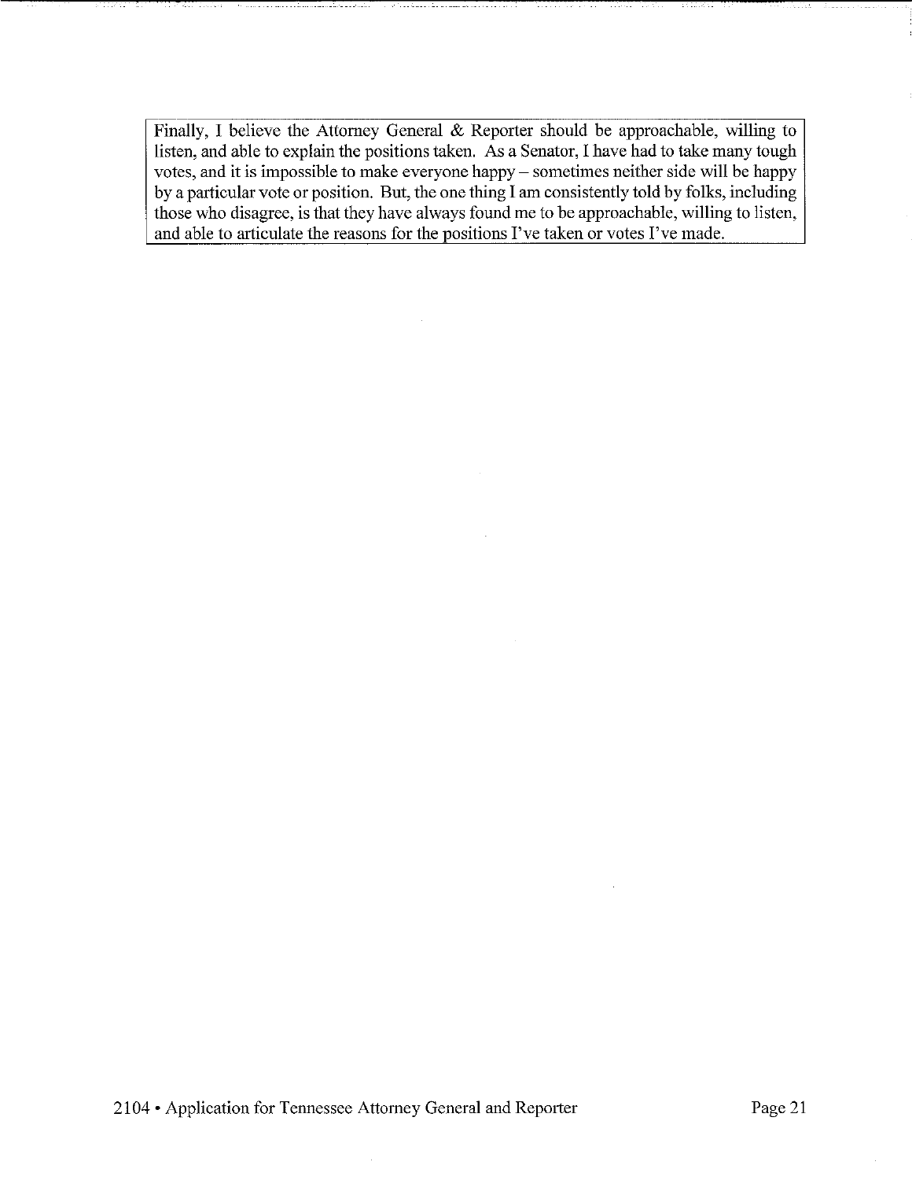Finally, I believe the Attorney General & Reporter should be approachable, willing to listen, and able to explain the positions taken. As a Senator, I have had to take many tough votes, and it is impossible to make everyone happy – sometimes neither side will be happy by a particular vote or position. But, the one thing I am consistently told by folks, including those who disagree, is that they have always found me to be approachable, willing to listen, and able to articulate the reasons for the positions I've taken or votes I've made.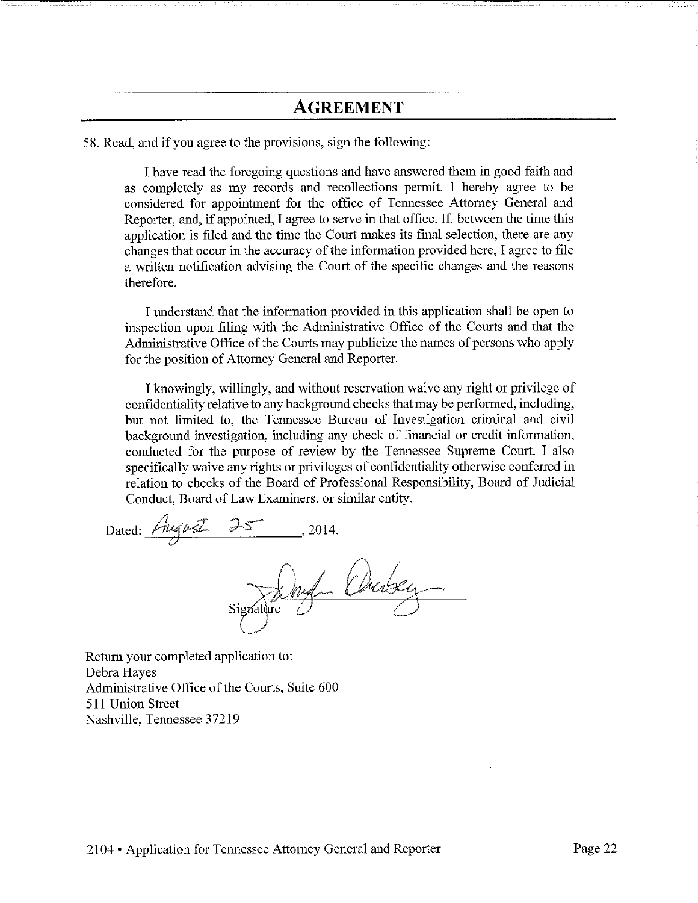## AGREEMENT

58. Read, and if you agree to the provisions, sign the following:

I have read the foregoing questions and have answered them in good faith and as completely as my records and recollections permit. I hereby agree to be considered for appointment for the office of Tennessee Attorney General and Reporter, and, if appointed, I agree to serve in that office. If, between the time this application is filed and the time the Court makes its final selection, there are any changes that occur in the accuracy of the information provided here, I agree to file a written notification advising the Court of the specific changes and the reasons therefore.

I understand that the information provided in this application shall be open to inspection upon filing with the Administrative Office of the Courts and that the Administrative Office of the Courts may publicize the names of persons who apply for the position of Attorney General and Reporter.

I knowingly, willingly, and without reservation waive any right or privilege of confidentiality relative to any background checks that may be performed, including, but not limited to, the Tennessee Bureau of Investigation criminal and civil background investigation, including any check of financial or credit information, conducted for the purpose of review by the Tennessee Supreme Court. I also specifically waive any rights or privileges of confidentiality otherwise conferred in relation to checks of the Board of Professional Responsibility, Board of Judicial Conduct, Board of Law Examiners, or similar entity.

Dated: August 25, 2014.

Signature

Return your completed application to:
Debra Hayes
Administrative Office of the Courts, Suite 600
511 Union Street
Nashville, Tennessee 37219

2104 • Application for Tennessee Attorney General and Reporter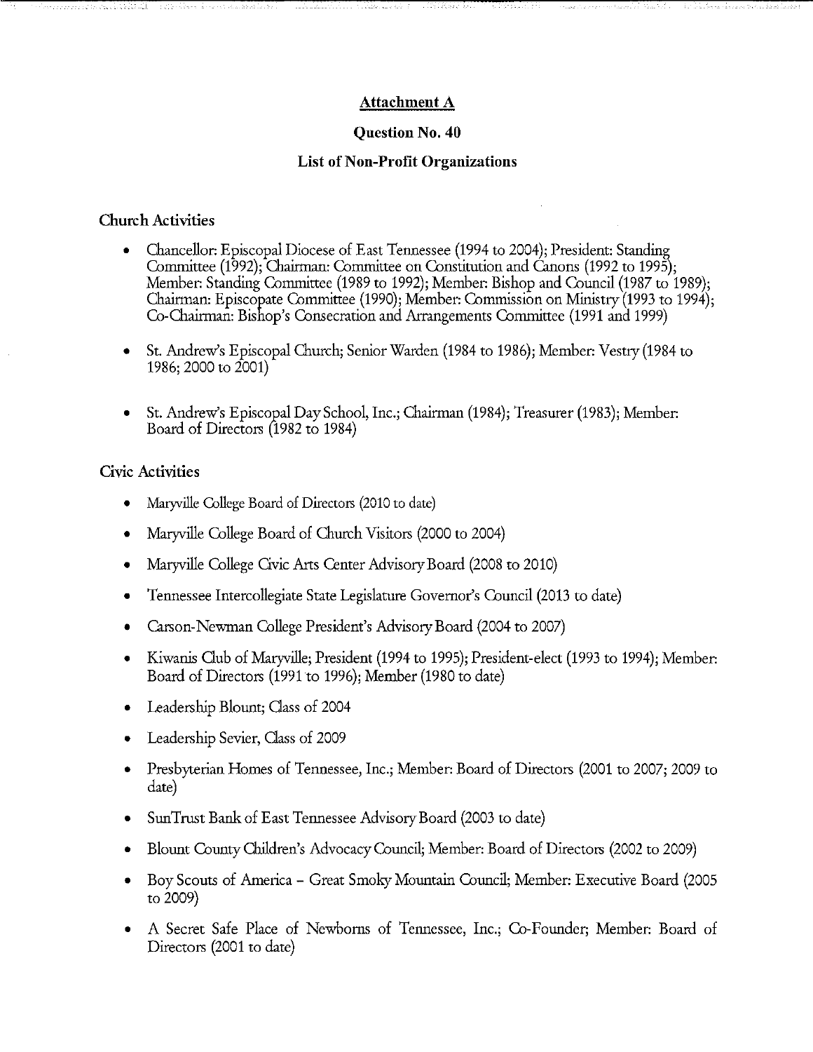**Attachment A**

**Question No. 40**

**List of Non-Profit Organizations**

### Church Activities

- Chancellor: Episcopal Diocese of East Tennessee (1994 to 2004); President: Standing Committee (1992); Chairman: Committee on Constitution and Canons (1992 to 1995); Member: Standing Committee (1989 to 1992); Member: Bishop and Council (1987 to 1989); Chairman: Episcopate Committee (1990); Member: Commission on Ministry (1993 to 1994); Co-Chairman: Bishop's Consecration and Arrangements Committee (1991 and 1999)

- St. Andrew's Episcopal Church; Senior Warden (1984 to 1986); Member: Vestry (1984 to 1986; 2000 to 2001)

- St. Andrew's Episcopal Day School, Inc.; Chairman (1984); Treasurer (1983); Member: Board of Directors (1982 to 1984)

### Civic Activities

- Maryville College Board of Directors (2010 to date)
- Maryville College Board of Church Visitors (2000 to 2004)
- Maryville College Civic Arts Center Advisory Board (2008 to 2010)
- Tennessee Intercollegiate State Legislature Governor's Council (2013 to date)
- Carson-Newman College President's Advisory Board (2004 to 2007)
- Kiwanis Club of Maryville; President (1994 to 1995); President-elect (1993 to 1994); Member: Board of Directors (1991 to 1996); Member (1980 to date)
- Leadership Blount; Class of 2004
- Leadership Sevier, Class of 2009
- Presbyterian Homes of Tennessee, Inc.; Member: Board of Directors (2001 to 2007; 2009 to date)
- SunTrust Bank of East Tennessee Advisory Board (2003 to date)
- Blount County Children's Advocacy Council; Member: Board of Directors (2002 to 2009)
- Boy Scouts of America – Great Smoky Mountain Council; Member: Executive Board (2005 to 2009)
- A Secret Safe Place of Newborns of Tennessee, Inc.; Co-Founder; Member: Board of Directors (2001 to date)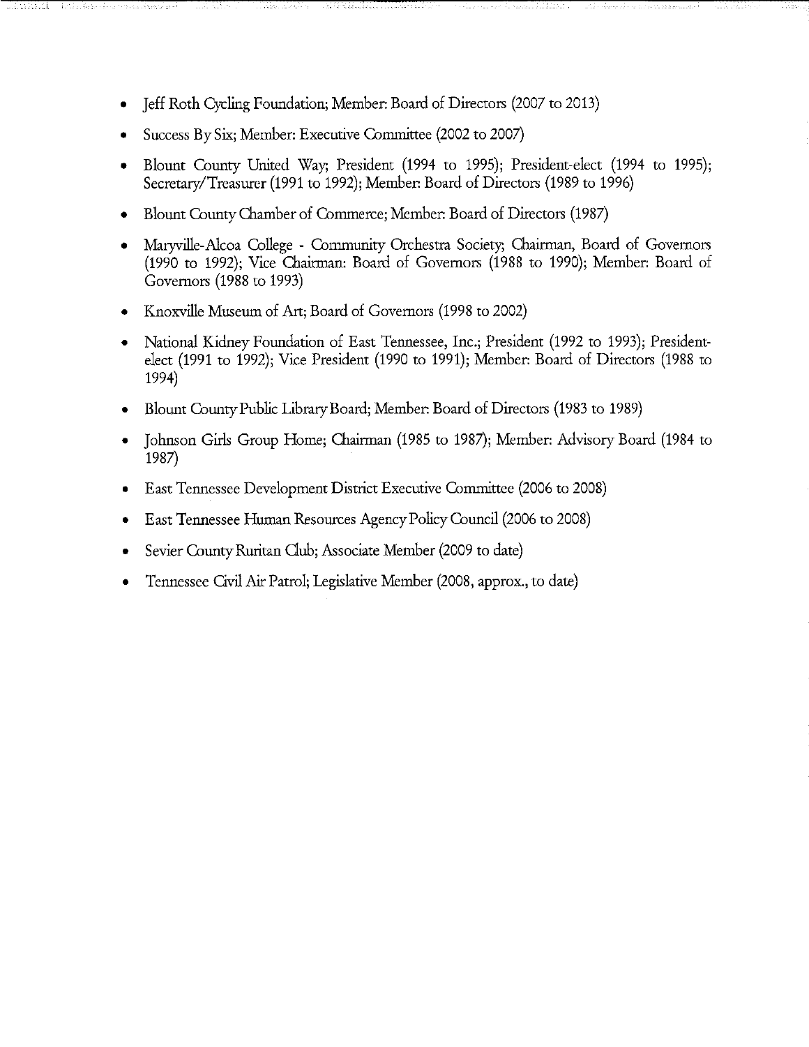- Jeff Roth Cycling Foundation; Member: Board of Directors (2007 to 2013)
- Success By Six; Member: Executive Committee (2002 to 2007)
- Blount County United Way; President (1994 to 1995); President-elect (1994 to 1995); Secretary/Treasurer (1991 to 1992); Member: Board of Directors (1989 to 1996)
- Blount County Chamber of Commerce; Member: Board of Directors (1987)
- Maryville-Alcoa College - Community Orchestra Society; Chairman, Board of Governors (1990 to 1992); Vice Chairman: Board of Governors (1988 to 1990); Member: Board of Governors (1988 to 1993)
- Knoxville Museum of Art; Board of Governors (1998 to 2002)
- National Kidney Foundation of East Tennessee, Inc.; President (1992 to 1993); President-elect (1991 to 1992); Vice President (1990 to 1991); Member: Board of Directors (1988 to 1994)
- Blount County Public Library Board; Member: Board of Directors (1983 to 1989)
- Johnson Girls Group Home; Chairman (1985 to 1987); Member: Advisory Board (1984 to 1987)
- East Tennessee Development District Executive Committee (2006 to 2008)
- East Tennessee Human Resources Agency Policy Council (2006 to 2008)
- Sevier County Ruritan Club; Associate Member (2009 to date)
- Tennessee Civil Air Patrol; Legislative Member (2008, approx., to date)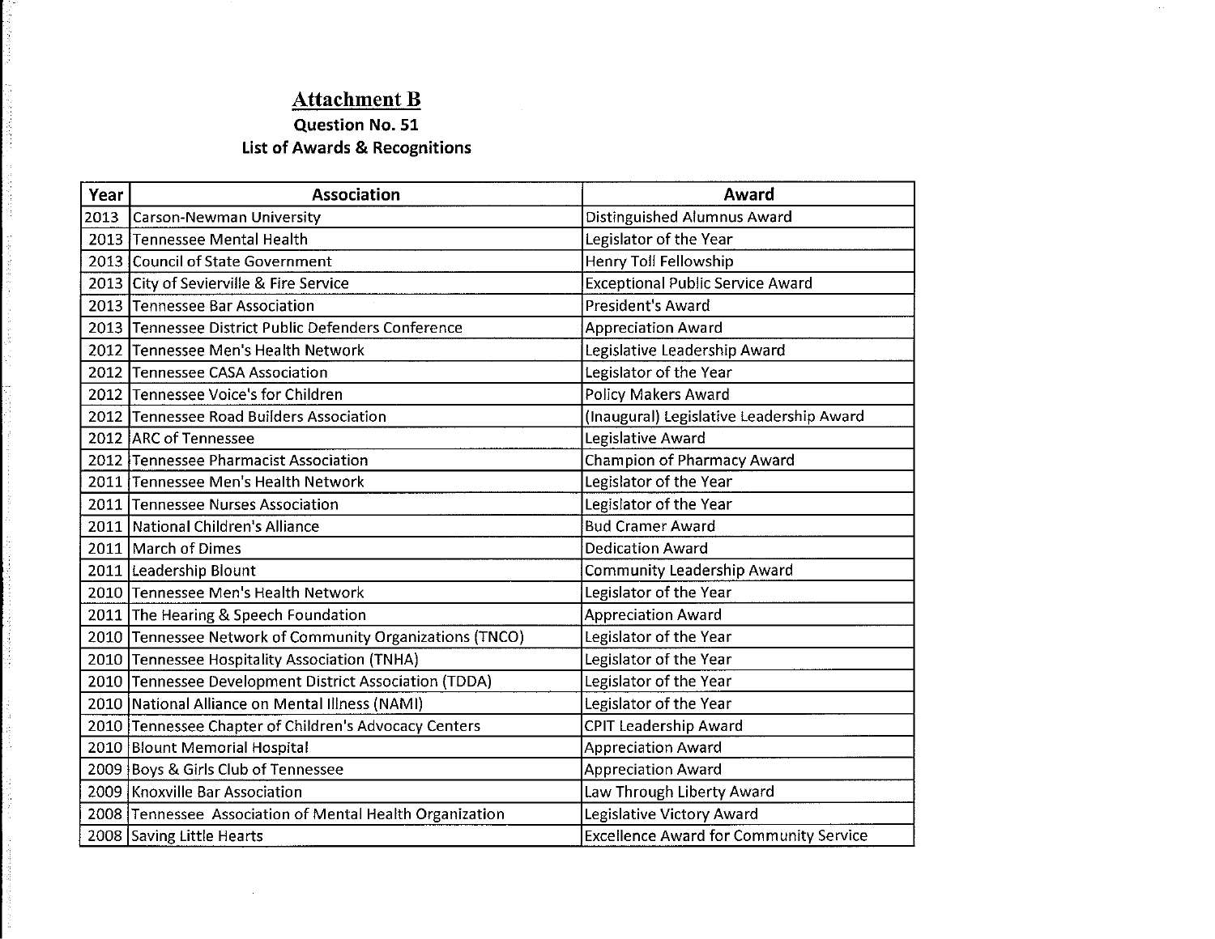## Attachment B

**Question No. 51**
**List of Awards & Recognitions**

| Year | Association | Award |
|---|---|---|
| 2013 | Carson-Newman University | Distinguished Alumnus Award |
| 2013 | Tennessee Mental Health | Legislator of the Year |
| 2013 | Council of State Government | Henry Toll Fellowship |
| 2013 | City of Sevierville & Fire Service | Exceptional Public Service Award |
| 2013 | Tennessee Bar Association | President's Award |
| 2013 | Tennessee District Public Defenders Conference | Appreciation Award |
| 2012 | Tennessee Men's Health Network | Legislative Leadership Award |
| 2012 | Tennessee CASA Association | Legislator of the Year |
| 2012 | Tennessee Voice's for Children | Policy Makers Award |
| 2012 | Tennessee Road Builders Association | (Inaugural) Legislative Leadership Award |
| 2012 | ARC of Tennessee | Legislative Award |
| 2012 | Tennessee Pharmacist Association | Champion of Pharmacy Award |
| 2011 | Tennessee Men's Health Network | Legislator of the Year |
| 2011 | Tennessee Nurses Association | Legislator of the Year |
| 2011 | National Children's Alliance | Bud Cramer Award |
| 2011 | March of Dimes | Dedication Award |
| 2011 | Leadership Blount | Community Leadership Award |
| 2010 | Tennessee Men's Health Network | Legislator of the Year |
| 2011 | The Hearing & Speech Foundation | Appreciation Award |
| 2010 | Tennessee Network of Community Organizations (TNCO) | Legislator of the Year |
| 2010 | Tennessee Hospitality Association (TNHA) | Legislator of the Year |
| 2010 | Tennessee Development District Association (TDDA) | Legislator of the Year |
| 2010 | National Alliance on Mental Illness (NAMI) | Legislator of the Year |
| 2010 | Tennessee Chapter of Children's Advocacy Centers | CPIT Leadership Award |
| 2010 | Blount Memorial Hospital | Appreciation Award |
| 2009 | Boys & Girls Club of Tennessee | Appreciation Award |
| 2009 | Knoxville Bar Association | Law Through Liberty Award |
| 2008 | Tennessee Association of Mental Health Organization | Legislative Victory Award |
| 2008 | Saving Little Hearts | Excellence Award for Community Service |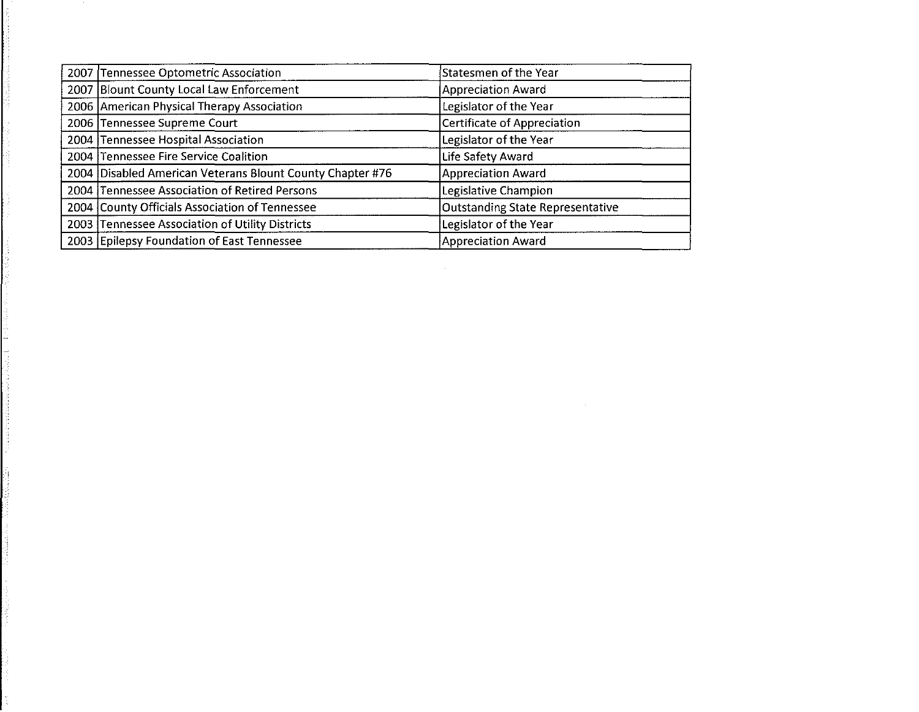| | | |
|---|---|---|
| 2007 | Tennessee Optometric Association | Statesmen of the Year |
| 2007 | Blount County Local Law Enforcement | Appreciation Award |
| 2006 | American Physical Therapy Association | Legislator of the Year |
| 2006 | Tennessee Supreme Court | Certificate of Appreciation |
| 2004 | Tennessee Hospital Association | Legislator of the Year |
| 2004 | Tennessee Fire Service Coalition | Life Safety Award |
| 2004 | Disabled American Veterans Blount County Chapter #76 | Appreciation Award |
| 2004 | Tennessee Association of Retired Persons | Legislative Champion |
| 2004 | County Officials Association of Tennessee | Outstanding State Representative |
| 2003 | Tennessee Association of Utility Districts | Legislator of the Year |
| 2003 | Epilepsy Foundation of East Tennessee | Appreciation Award |